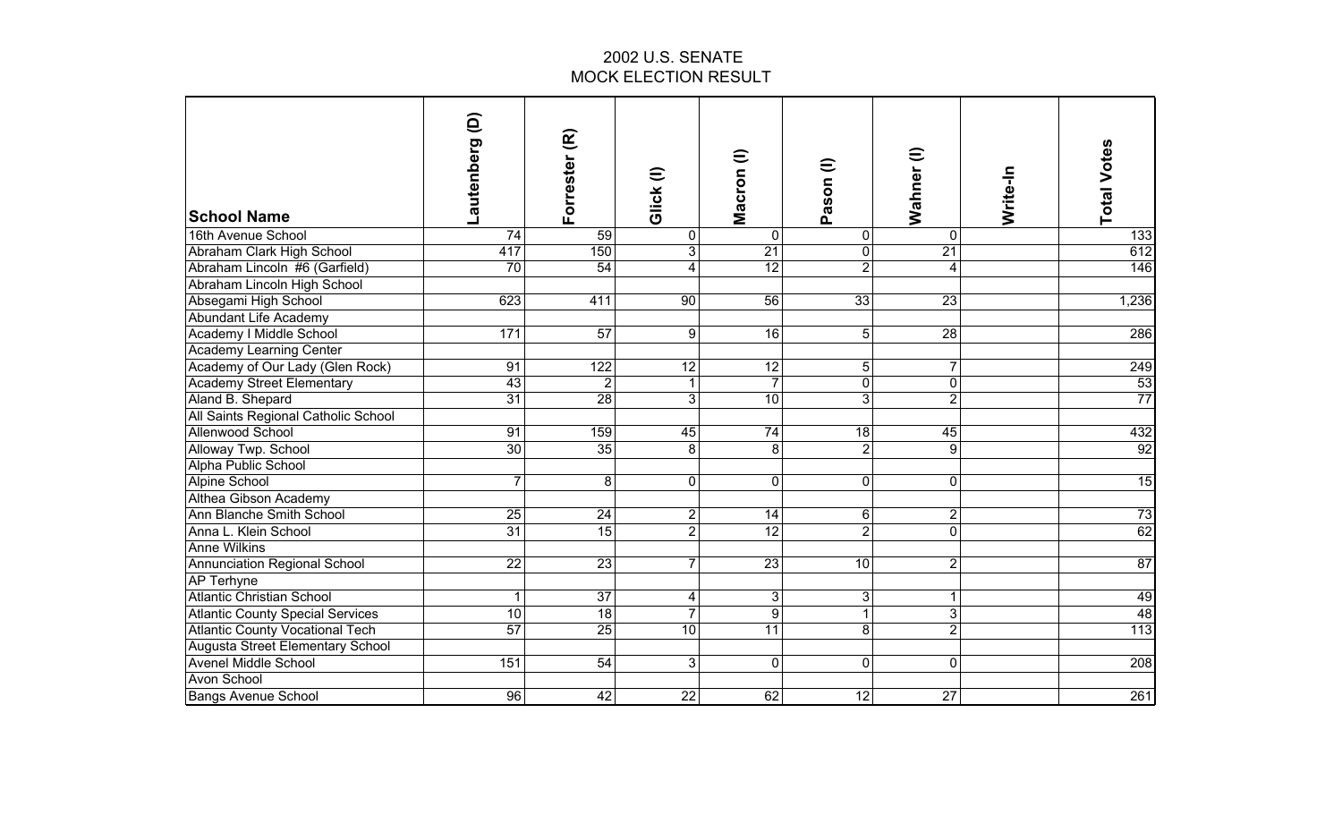# 2002 U.S. SENATE
## MOCK ELECTION RESULT

| School Name | Lautenberg (D) | Forrester (R) | Glick (I) | Macron (I) | Pason (I) | Wahner (I) | Write-In | Total Votes |
|---|---|---|---|---|---|---|---|---|
| 16th Avenue School | 74 | 59 | 0 | 0 | 0 | 0 | | 133 |
| Abraham Clark High School | 417 | 150 | 3 | 21 | 0 | 21 | | 612 |
| Abraham Lincoln #6 (Garfield) | 70 | 54 | 4 | 12 | 2 | 4 | | 146 |
| Abraham Lincoln High School | | | | | | | | |
| Absegami High School | 623 | 411 | 90 | 56 | 33 | 23 | | 1,236 |
| Abundant Life Academy | | | | | | | | |
| Academy I Middle School | 171 | 57 | 9 | 16 | 5 | 28 | | 286 |
| Academy Learning Center | | | | | | | | |
| Academy of Our Lady (Glen Rock) | 91 | 122 | 12 | 12 | 5 | 7 | | 249 |
| Academy Street Elementary | 43 | 2 | 1 | 7 | 0 | 0 | | 53 |
| Aland B. Shepard | 31 | 28 | 3 | 10 | 3 | 2 | | 77 |
| All Saints Regional Catholic School | | | | | | | | |
| Allenwood School | 91 | 159 | 45 | 74 | 18 | 45 | | 432 |
| Alloway Twp. School | 30 | 35 | 8 | 8 | 2 | 9 | | 92 |
| Alpha Public School | | | | | | | | |
| Alpine School | 7 | 8 | 0 | 0 | 0 | 0 | | 15 |
| Althea Gibson Academy | | | | | | | | |
| Ann Blanche Smith School | 25 | 24 | 2 | 14 | 6 | 2 | | 73 |
| Anna L. Klein School | 31 | 15 | 2 | 12 | 2 | 0 | | 62 |
| Anne Wilkins | | | | | | | | |
| Annunciation Regional School | 22 | 23 | 7 | 23 | 10 | 2 | | 87 |
| AP Terhyne | | | | | | | | |
| Atlantic Christian School | 1 | 37 | 4 | 3 | 3 | 1 | | 49 |
| Atlantic County Special Services | 10 | 18 | 7 | 9 | 1 | 3 | | 48 |
| Atlantic County Vocational Tech | 57 | 25 | 10 | 11 | 8 | 2 | | 113 |
| Augusta Street Elementary School | | | | | | | | |
| Avenel Middle School | 151 | 54 | 3 | 0 | 0 | 0 | | 208 |
| Avon School | | | | | | | | |
| Bangs Avenue School | 96 | 42 | 22 | 62 | 12 | 27 | | 261 |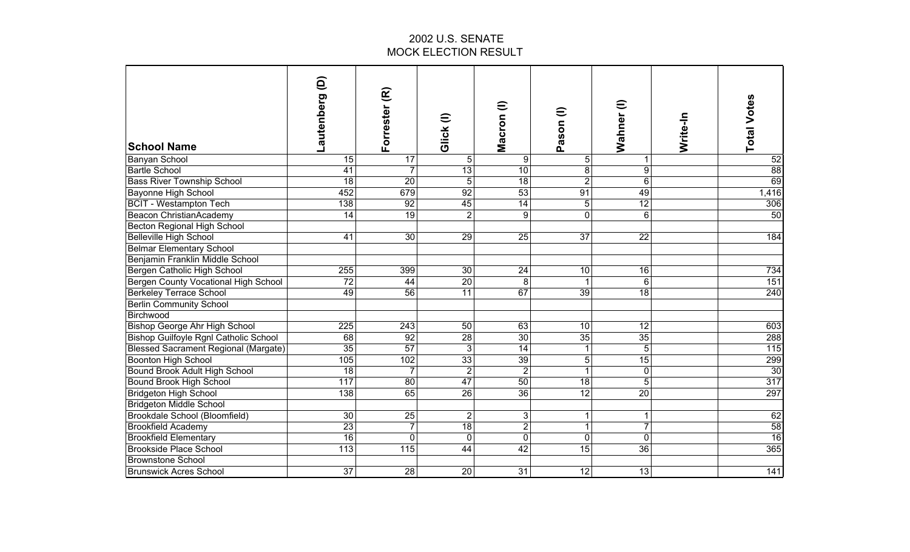# 2002 U.S. SENATE
# MOCK ELECTION RESULT

| School Name | Lautenberg (D) | Forrester (R) | Glick (I) | Macron (I) | Pason (I) | Wahner (I) | Write-In | Total Votes |
|---|---|---|---|---|---|---|---|---|
| Banyan School | 15 | 17 | 5 | 9 | 5 | 1 | | 52 |
| Bartle School | 41 | 7 | 13 | 10 | 8 | 9 | | 88 |
| Bass River Township School | 18 | 20 | 5 | 18 | 2 | 6 | | 69 |
| Bayonne High School | 452 | 679 | 92 | 53 | 91 | 49 | | 1,416 |
| BCIT - Westampton Tech | 138 | 92 | 45 | 14 | 5 | 12 | | 306 |
| Beacon ChristianAcademy | 14 | 19 | 2 | 9 | 0 | 6 | | 50 |
| Becton Regional High School | | | | | | | | |
| Belleville High School | 41 | 30 | 29 | 25 | 37 | 22 | | 184 |
| Belmar Elementary School | | | | | | | | |
| Benjamin Franklin Middle School | | | | | | | | |
| Bergen Catholic High School | 255 | 399 | 30 | 24 | 10 | 16 | | 734 |
| Bergen County Vocational High School | 72 | 44 | 20 | 8 | 1 | 6 | | 151 |
| Berkeley Terrace School | 49 | 56 | 11 | 67 | 39 | 18 | | 240 |
| Berlin Community School | | | | | | | | |
| Birchwood | | | | | | | | |
| Bishop George Ahr High School | 225 | 243 | 50 | 63 | 10 | 12 | | 603 |
| Bishop Guilfoyle Rgnl Catholic School | 68 | 92 | 28 | 30 | 35 | 35 | | 288 |
| Blessed Sacrament Regional (Margate) | 35 | 57 | 3 | 14 | 1 | 5 | | 115 |
| Boonton High School | 105 | 102 | 33 | 39 | 5 | 15 | | 299 |
| Bound Brook Adult High School | 18 | 7 | 2 | 2 | 1 | 0 | | 30 |
| Bound Brook High School | 117 | 80 | 47 | 50 | 18 | 5 | | 317 |
| Bridgeton High School | 138 | 65 | 26 | 36 | 12 | 20 | | 297 |
| Bridgeton Middle School | | | | | | | | |
| Brookdale School (Bloomfield) | 30 | 25 | 2 | 3 | 1 | 1 | | 62 |
| Brookfield Academy | 23 | 7 | 18 | 2 | 1 | 7 | | 58 |
| Brookfield Elementary | 16 | 0 | 0 | 0 | 0 | 0 | | 16 |
| Brookside Place School | 113 | 115 | 44 | 42 | 15 | 36 | | 365 |
| Brownstone School | | | | | | | | |
| Brunswick Acres School | 37 | 28 | 20 | 31 | 12 | 13 | | 141 |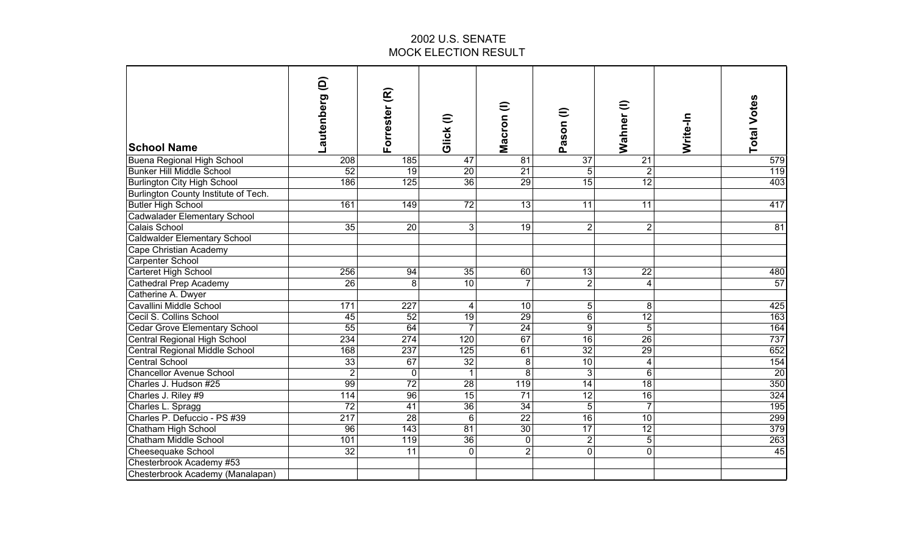# 2002 U.S. SENATE
## MOCK ELECTION RESULT

| School Name | Lautenberg (D) | Forrester (R) | Glick (I) | Macron (I) | Pason (I) | Wahner (I) | Write-In | Total Votes |
|---|---|---|---|---|---|---|---|---|
| Buena Regional High School | 208 | 185 | 47 | 81 | 37 | 21 | | 579 |
| Bunker Hill Middle School | 52 | 19 | 20 | 21 | 5 | 2 | | 119 |
| Burlington City High School | 186 | 125 | 36 | 29 | 15 | 12 | | 403 |
| Burlington County Institute of Tech. | | | | | | | | |
| Butler High School | 161 | 149 | 72 | 13 | 11 | 11 | | 417 |
| Cadwalader Elementary School | | | | | | | | |
| Calais School | 35 | 20 | 3 | 19 | 2 | 2 | | 81 |
| Caldwalder Elementary School | | | | | | | | |
| Cape Christian Academy | | | | | | | | |
| Carpenter School | | | | | | | | |
| Carteret High School | 256 | 94 | 35 | 60 | 13 | 22 | | 480 |
| Cathedral Prep Academy | 26 | 8 | 10 | 7 | 2 | 4 | | 57 |
| Catherine A. Dwyer | | | | | | | | |
| Cavallini Middle School | 171 | 227 | 4 | 10 | 5 | 8 | | 425 |
| Cecil S. Collins School | 45 | 52 | 19 | 29 | 6 | 12 | | 163 |
| Cedar Grove Elementary School | 55 | 64 | 7 | 24 | 9 | 5 | | 164 |
| Central Regional High School | 234 | 274 | 120 | 67 | 16 | 26 | | 737 |
| Central Regional Middle School | 168 | 237 | 125 | 61 | 32 | 29 | | 652 |
| Central School | 33 | 67 | 32 | 8 | 10 | 4 | | 154 |
| Chancellor Avenue School | 2 | 0 | 1 | 8 | 3 | 6 | | 20 |
| Charles J. Hudson #25 | 99 | 72 | 28 | 119 | 14 | 18 | | 350 |
| Charles J. Riley #9 | 114 | 96 | 15 | 71 | 12 | 16 | | 324 |
| Charles L. Spragg | 72 | 41 | 36 | 34 | 5 | 7 | | 195 |
| Charles P. Defuccio - PS #39 | 217 | 28 | 6 | 22 | 16 | 10 | | 299 |
| Chatham High School | 96 | 143 | 81 | 30 | 17 | 12 | | 379 |
| Chatham Middle School | 101 | 119 | 36 | 0 | 2 | 5 | | 263 |
| Cheesequake School | 32 | 11 | 0 | 2 | 0 | 0 | | 45 |
| Chesterbrook Academy #53 | | | | | | | | |
| Chesterbrook Academy (Manalapan) | | | | | | | | |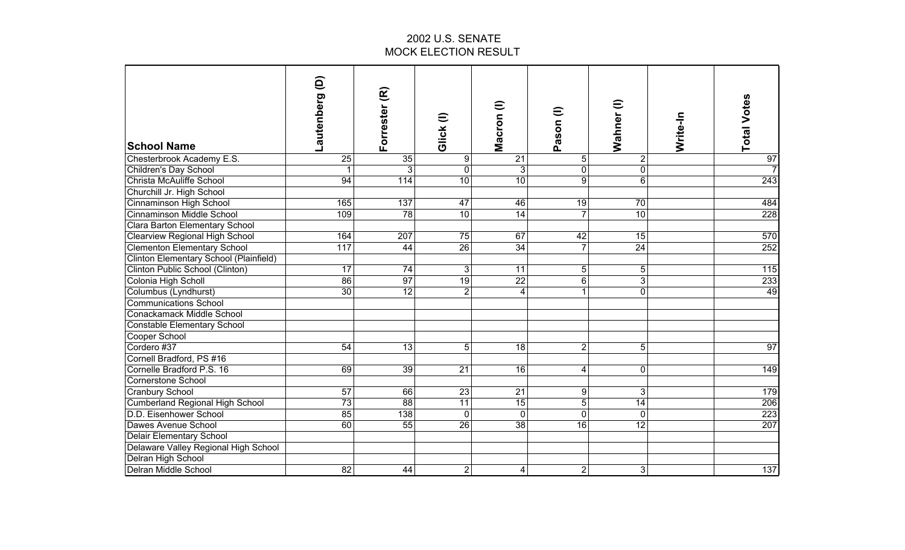# 2002 U.S. SENATE
## MOCK ELECTION RESULT

| School Name | Lautenberg (D) | Forrester (R) | Glick (I) | Macron (I) | Pason (I) | Wahner (I) | Write-In | Total Votes |
|---|---|---|---|---|---|---|---|---|
| Chesterbrook Academy E.S. | 25 | 35 | 9 | 21 | 5 | 2 | | 97 |
| Children's Day School | 1 | 3 | 0 | 3 | 0 | 0 | | 7 |
| Christa McAuliffe School | 94 | 114 | 10 | 10 | 9 | 6 | | 243 |
| Churchill Jr. High School | | | | | | | | |
| Cinnaminson High School | 165 | 137 | 47 | 46 | 19 | 70 | | 484 |
| Cinnaminson Middle School | 109 | 78 | 10 | 14 | 7 | 10 | | 228 |
| Clara Barton Elementary School | | | | | | | | |
| Clearview Regional High School | 164 | 207 | 75 | 67 | 42 | 15 | | 570 |
| Clementon Elementary School | 117 | 44 | 26 | 34 | 7 | 24 | | 252 |
| Clinton Elementary School (Plainfield) | | | | | | | | |
| Clinton Public School (Clinton) | 17 | 74 | 3 | 11 | 5 | 5 | | 115 |
| Colonia High Scholl | 86 | 97 | 19 | 22 | 6 | 3 | | 233 |
| Columbus (Lyndhurst) | 30 | 12 | 2 | 4 | 1 | 0 | | 49 |
| Communications School | | | | | | | | |
| Conackamack Middle School | | | | | | | | |
| Constable Elementary School | | | | | | | | |
| Cooper School | | | | | | | | |
| Cordero #37 | 54 | 13 | 5 | 18 | 2 | 5 | | 97 |
| Cornell Bradford, PS #16 | | | | | | | | |
| Cornelle Bradford P.S. 16 | 69 | 39 | 21 | 16 | 4 | 0 | | 149 |
| Cornerstone School | | | | | | | | |
| Cranbury School | 57 | 66 | 23 | 21 | 9 | 3 | | 179 |
| Cumberland Regional High School | 73 | 88 | 11 | 15 | 5 | 14 | | 206 |
| D.D. Eisenhower School | 85 | 138 | 0 | 0 | 0 | 0 | | 223 |
| Dawes Avenue School | 60 | 55 | 26 | 38 | 16 | 12 | | 207 |
| Delair Elementary School | | | | | | | | |
| Delaware Valley Regional High School | | | | | | | | |
| Delran High School | | | | | | | | |
| Delran Middle School | 82 | 44 | 2 | 4 | 2 | 3 | | 137 |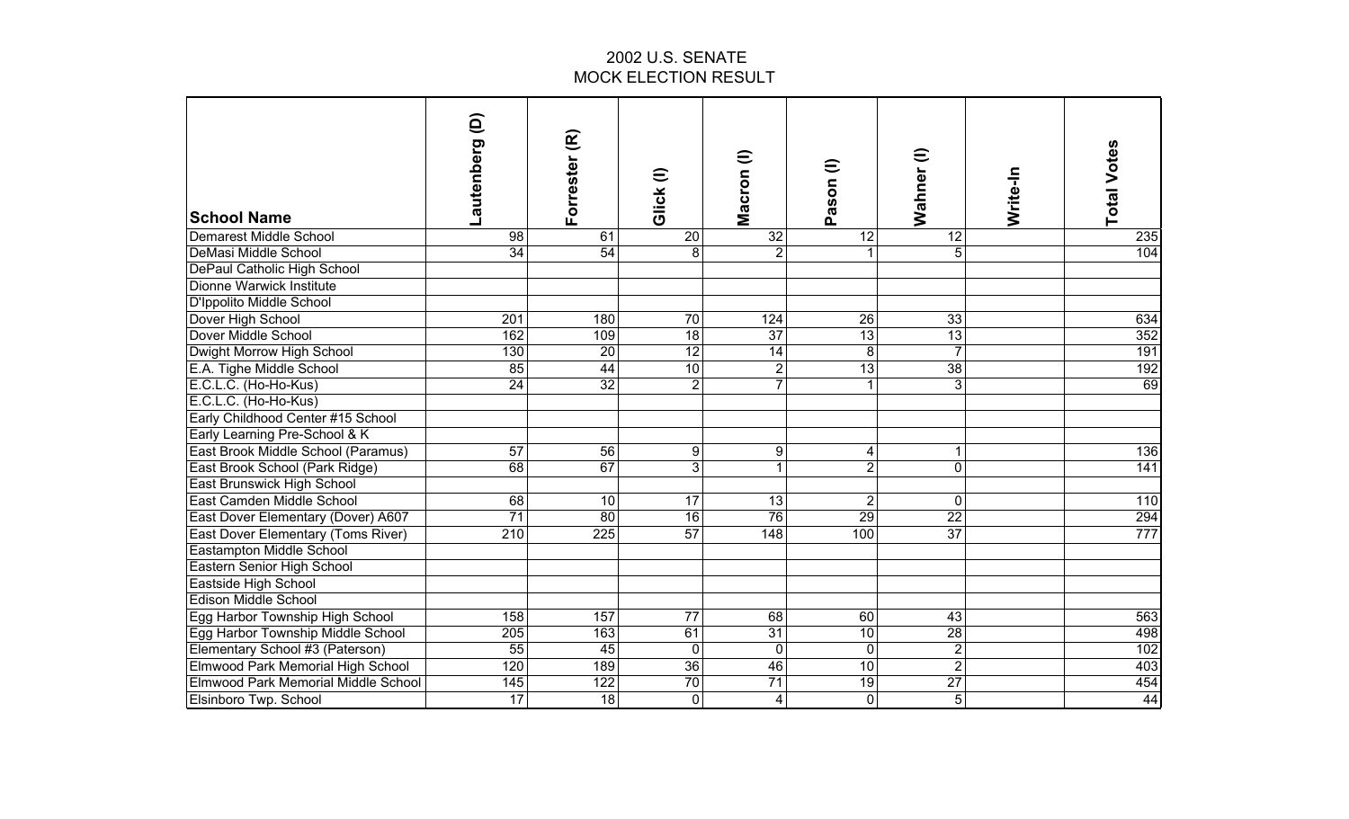# 2002 U.S. SENATE
## MOCK ELECTION RESULT

| School Name | Lautenberg (D) | Forrester (R) | Glick (I) | Macron (I) | Pason (I) | Wahner (I) | Write-In | Total Votes |
|---|---|---|---|---|---|---|---|---|
| Demarest Middle School | 98 | 61 | 20 | 32 | 12 | 12 | | 235 |
| DeMasi Middle School | 34 | 54 | 8 | 2 | 1 | 5 | | 104 |
| DePaul Catholic High School | | | | | | | | |
| Dionne Warwick Institute | | | | | | | | |
| D'Ippolito Middle School | | | | | | | | |
| Dover High School | 201 | 180 | 70 | 124 | 26 | 33 | | 634 |
| Dover Middle School | 162 | 109 | 18 | 37 | 13 | 13 | | 352 |
| Dwight Morrow High School | 130 | 20 | 12 | 14 | 8 | 7 | | 191 |
| E.A. Tighe Middle School | 85 | 44 | 10 | 2 | 13 | 38 | | 192 |
| E.C.L.C. (Ho-Ho-Kus) | 24 | 32 | 2 | 7 | 1 | 3 | | 69 |
| E.C.L.C. (Ho-Ho-Kus) | | | | | | | | |
| Early Childhood Center #15 School | | | | | | | | |
| Early Learning Pre-School & K | | | | | | | | |
| East Brook Middle School (Paramus) | 57 | 56 | 9 | 9 | 4 | 1 | | 136 |
| East Brook School (Park Ridge) | 68 | 67 | 3 | 1 | 2 | 0 | | 141 |
| East Brunswick High School | | | | | | | | |
| East Camden Middle School | 68 | 10 | 17 | 13 | 2 | 0 | | 110 |
| East Dover Elementary (Dover) A607 | 71 | 80 | 16 | 76 | 29 | 22 | | 294 |
| East Dover Elementary (Toms River) | 210 | 225 | 57 | 148 | 100 | 37 | | 777 |
| Eastampton Middle School | | | | | | | | |
| Eastern Senior High School | | | | | | | | |
| Eastside High School | | | | | | | | |
| Edison Middle School | | | | | | | | |
| Egg Harbor Township High School | 158 | 157 | 77 | 68 | 60 | 43 | | 563 |
| Egg Harbor Township Middle School | 205 | 163 | 61 | 31 | 10 | 28 | | 498 |
| Elementary School #3 (Paterson) | 55 | 45 | 0 | 0 | 0 | 2 | | 102 |
| Elmwood Park Memorial High School | 120 | 189 | 36 | 46 | 10 | 2 | | 403 |
| Elmwood Park Memorial Middle School | 145 | 122 | 70 | 71 | 19 | 27 | | 454 |
| Elsinboro Twp. School | 17 | 18 | 0 | 4 | 0 | 5 | | 44 |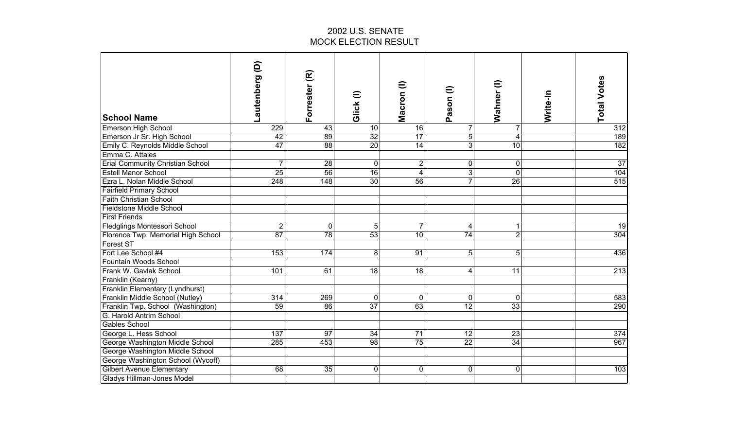# 2002 U.S. SENATE
## MOCK ELECTION RESULT

| School Name | Lautenberg (D) | Forrester (R) | Glick (I) | Macron (I) | Pason (I) | Wahner (I) | Write-In | Total Votes |
|---|---|---|---|---|---|---|---|---|
| Emerson High School | 229 | 43 | 10 | 16 | 7 | 7 | | 312 |
| Emerson Jr Sr. High School | 42 | 89 | 32 | 17 | 5 | 4 | | 189 |
| Emily C. Reynolds Middle School | 47 | 88 | 20 | 14 | 3 | 10 | | 182 |
| Emma C. Attales | | | | | | | | |
| Erial Community Christian School | 7 | 28 | 0 | 2 | 0 | 0 | | 37 |
| Estell Manor School | 25 | 56 | 16 | 4 | 3 | 0 | | 104 |
| Ezra L. Nolan Middle School | 248 | 148 | 30 | 56 | 7 | 26 | | 515 |
| Fairfield Primary School | | | | | | | | |
| Faith Christian School | | | | | | | | |
| Fieldstone Middle School | | | | | | | | |
| First Friends | | | | | | | | |
| Fledglings Montessori School | 2 | 0 | 5 | 7 | 4 | 1 | | 19 |
| Florence Twp. Memorial High School | 87 | 78 | 53 | 10 | 74 | 2 | | 304 |
| Forest ST | | | | | | | | |
| Fort Lee School #4 | 153 | 174 | 8 | 91 | 5 | 5 | | 436 |
| Fountain Woods School | | | | | | | | |
| Frank W. Gavlak School | 101 | 61 | 18 | 18 | 4 | 11 | | 213 |
| Franklin (Kearny) | | | | | | | | |
| Franklin Elementary (Lyndhurst) | | | | | | | | |
| Franklin Middle School (Nutley) | 314 | 269 | 0 | 0 | 0 | 0 | | 583 |
| Franklin Twp. School (Washington) | 59 | 86 | 37 | 63 | 12 | 33 | | 290 |
| G. Harold Antrim School | | | | | | | | |
| Gables School | | | | | | | | |
| George L. Hess School | 137 | 97 | 34 | 71 | 12 | 23 | | 374 |
| George Washington Middle School | 285 | 453 | 98 | 75 | 22 | 34 | | 967 |
| George Washington Middle School | | | | | | | | |
| George Washington School (Wycoff) | | | | | | | | |
| Gilbert Avenue Elementary | 68 | 35 | 0 | 0 | 0 | 0 | | 103 |
| Gladys Hillman-Jones Model | | | | | | | | |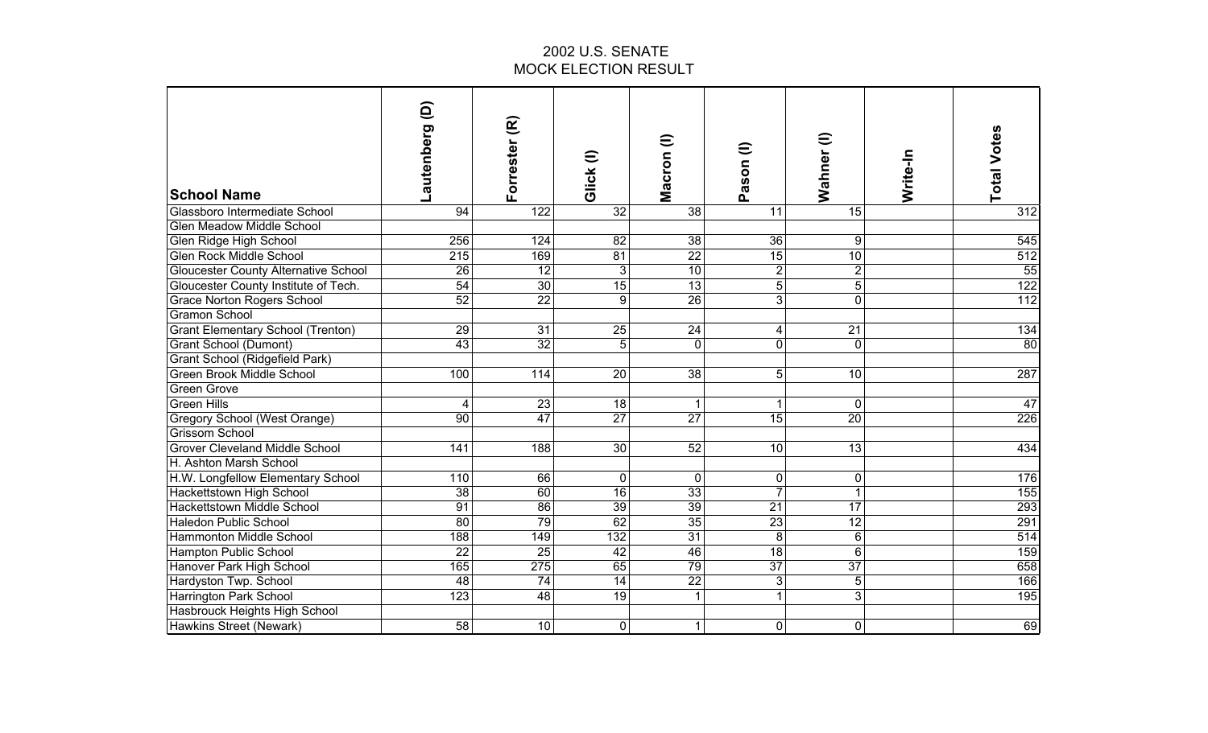# 2002 U.S. SENATE
## MOCK ELECTION RESULT

| School Name | Lautenberg (D) | Forrester (R) | Glick (I) | Macron (I) | Pason (I) | Wahner (I) | Write-In | Total Votes |
|---|---|---|---|---|---|---|---|---|
| Glassboro Intermediate School | 94 | 122 | 32 | 38 | 11 | 15 | | 312 |
| Glen Meadow Middle School | | | | | | | | |
| Glen Ridge High School | 256 | 124 | 82 | 38 | 36 | 9 | | 545 |
| Glen Rock Middle School | 215 | 169 | 81 | 22 | 15 | 10 | | 512 |
| Gloucester County Alternative School | 26 | 12 | 3 | 10 | 2 | 2 | | 55 |
| Gloucester County Institute of Tech. | 54 | 30 | 15 | 13 | 5 | 5 | | 122 |
| Grace Norton Rogers School | 52 | 22 | 9 | 26 | 3 | 0 | | 112 |
| Gramon School | | | | | | | | |
| Grant Elementary School (Trenton) | 29 | 31 | 25 | 24 | 4 | 21 | | 134 |
| Grant School (Dumont) | 43 | 32 | 5 | 0 | 0 | 0 | | 80 |
| Grant School (Ridgefield Park) | | | | | | | | |
| Green Brook Middle School | 100 | 114 | 20 | 38 | 5 | 10 | | 287 |
| Green Grove | | | | | | | | |
| Green Hills | 4 | 23 | 18 | 1 | 1 | 0 | | 47 |
| Gregory School (West Orange) | 90 | 47 | 27 | 27 | 15 | 20 | | 226 |
| Grissom School | | | | | | | | |
| Grover Cleveland Middle School | 141 | 188 | 30 | 52 | 10 | 13 | | 434 |
| H. Ashton Marsh School | | | | | | | | |
| H.W. Longfellow Elementary School | 110 | 66 | 0 | 0 | 0 | 0 | | 176 |
| Hackettstown High School | 38 | 60 | 16 | 33 | 7 | 1 | | 155 |
| Hackettstown Middle School | 91 | 86 | 39 | 39 | 21 | 17 | | 293 |
| Haledon Public School | 80 | 79 | 62 | 35 | 23 | 12 | | 291 |
| Hammonton Middle School | 188 | 149 | 132 | 31 | 8 | 6 | | 514 |
| Hampton Public School | 22 | 25 | 42 | 46 | 18 | 6 | | 159 |
| Hanover Park High School | 165 | 275 | 65 | 79 | 37 | 37 | | 658 |
| Hardyston Twp. School | 48 | 74 | 14 | 22 | 3 | 5 | | 166 |
| Harrington Park School | 123 | 48 | 19 | 1 | 1 | 3 | | 195 |
| Hasbrouck Heights High School | | | | | | | | |
| Hawkins Street (Newark) | 58 | 10 | 0 | 1 | 0 | 0 | | 69 |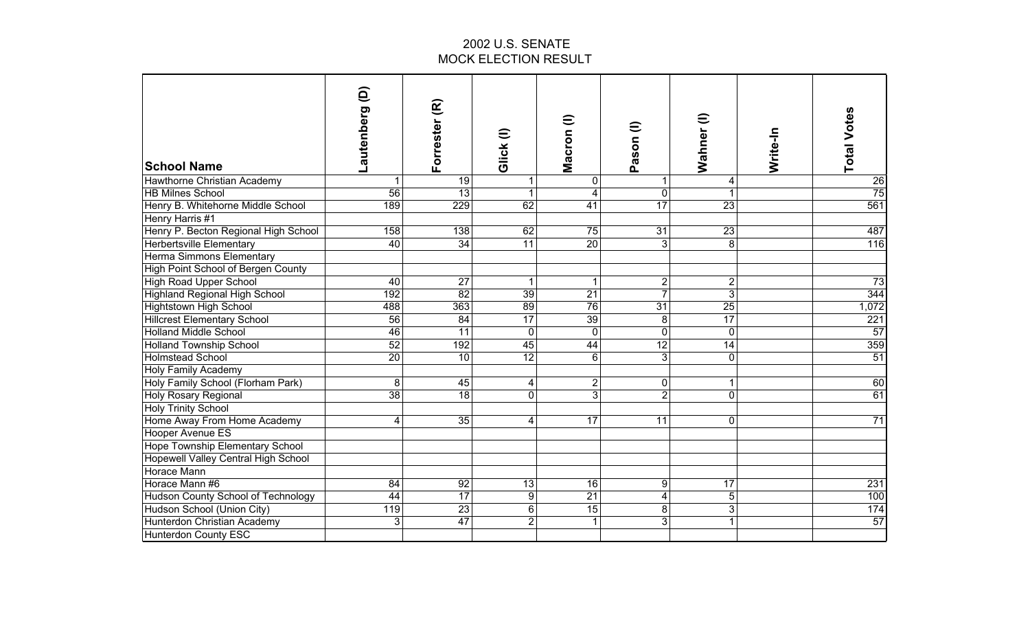# 2002 U.S. SENATE
## MOCK ELECTION RESULT

| School Name | Lautenberg (D) | Forrester (R) | Glick (I) | Macron (I) | Pason (I) | Wahner (I) | Write-In | Total Votes |
|---|---|---|---|---|---|---|---|---|
| Hawthorne Christian Academy | 1 | 19 | 1 | 0 | 1 | 4 | | 26 |
| HB Milnes School | 56 | 13 | 1 | 4 | 0 | 1 | | 75 |
| Henry B. Whitehorne Middle School | 189 | 229 | 62 | 41 | 17 | 23 | | 561 |
| Henry Harris #1 | | | | | | | | |
| Henry P. Becton Regional High School | 158 | 138 | 62 | 75 | 31 | 23 | | 487 |
| Herbertsville Elementary | 40 | 34 | 11 | 20 | 3 | 8 | | 116 |
| Herma Simmons Elementary | | | | | | | | |
| High Point School of Bergen County | | | | | | | | |
| High Road Upper School | 40 | 27 | 1 | 1 | 2 | 2 | | 73 |
| Highland Regional High School | 192 | 82 | 39 | 21 | 7 | 3 | | 344 |
| Hightstown High School | 488 | 363 | 89 | 76 | 31 | 25 | | 1,072 |
| Hillcrest Elementary School | 56 | 84 | 17 | 39 | 8 | 17 | | 221 |
| Holland Middle School | 46 | 11 | 0 | 0 | 0 | 0 | | 57 |
| Holland Township School | 52 | 192 | 45 | 44 | 12 | 14 | | 359 |
| Holmstead School | 20 | 10 | 12 | 6 | 3 | 0 | | 51 |
| Holy Family Academy | | | | | | | | |
| Holy Family School (Florham Park) | 8 | 45 | 4 | 2 | 0 | 1 | | 60 |
| Holy Rosary Regional | 38 | 18 | 0 | 3 | 2 | 0 | | 61 |
| Holy Trinity School | | | | | | | | |
| Home Away From Home Academy | 4 | 35 | 4 | 17 | 11 | 0 | | 71 |
| Hooper Avenue ES | | | | | | | | |
| Hope Township Elementary School | | | | | | | | |
| Hopewell Valley Central High School | | | | | | | | |
| Horace Mann | | | | | | | | |
| Horace Mann #6 | 84 | 92 | 13 | 16 | 9 | 17 | | 231 |
| Hudson County School of Technology | 44 | 17 | 9 | 21 | 4 | 5 | | 100 |
| Hudson School (Union City) | 119 | 23 | 6 | 15 | 8 | 3 | | 174 |
| Hunterdon Christian Academy | 3 | 47 | 2 | 1 | 3 | 1 | | 57 |
| Hunterdon County ESC | | | | | | | | |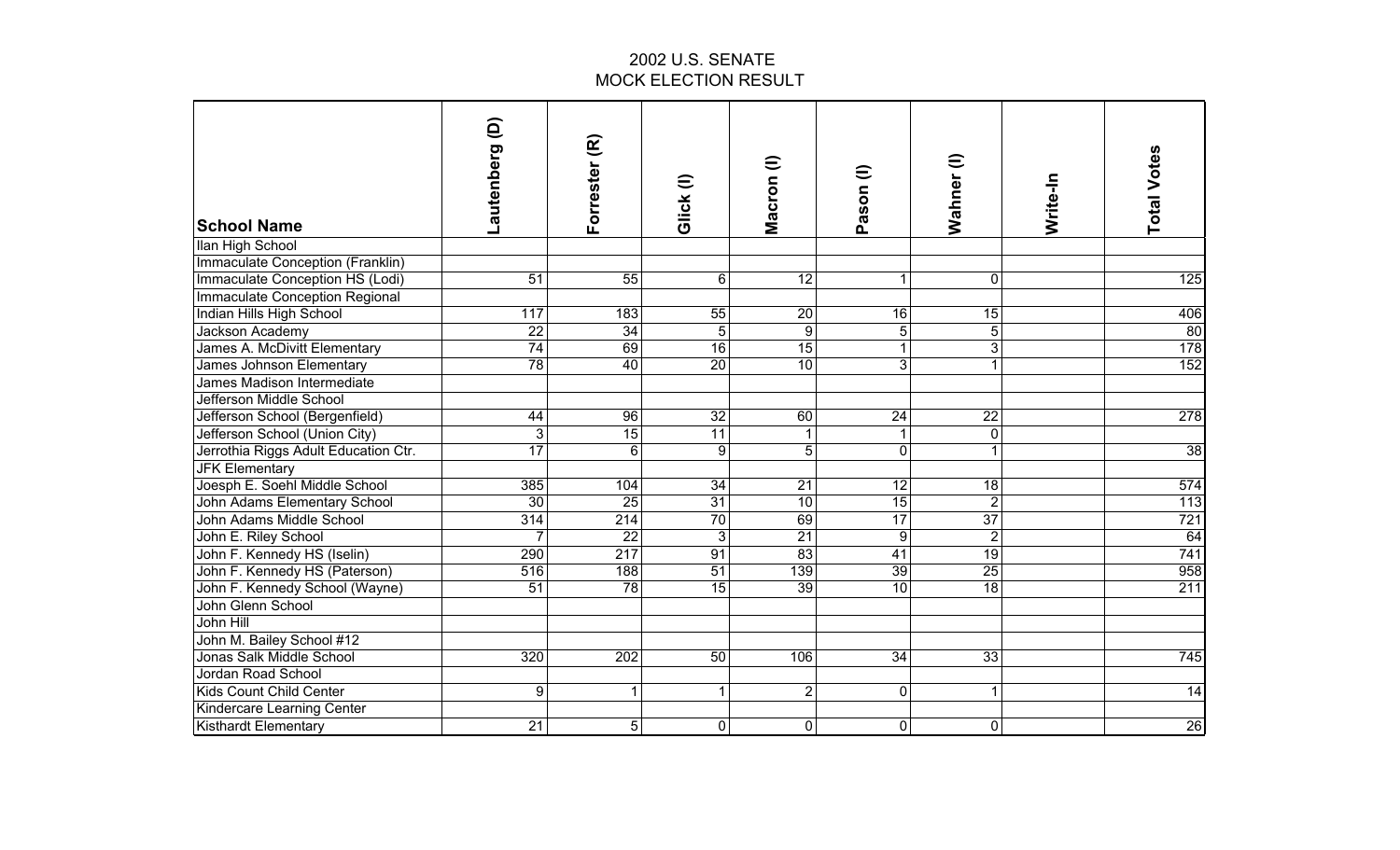# 2002 U.S. SENATE
## MOCK ELECTION RESULT

| School Name | Lautenberg (D) | Forrester (R) | Glick (I) | Macron (I) | Pason (I) | Wahner (I) | Write-In | Total Votes |
|---|---|---|---|---|---|---|---|---|
| Ilan High School | | | | | | | | |
| Immaculate Conception (Franklin) | | | | | | | | |
| Immaculate Conception HS (Lodi) | 51 | 55 | 6 | 12 | 1 | 0 | | 125 |
| Immaculate Conception Regional | | | | | | | | |
| Indian Hills High School | 117 | 183 | 55 | 20 | 16 | 15 | | 406 |
| Jackson Academy | 22 | 34 | 5 | 9 | 5 | 5 | | 80 |
| James A. McDivitt Elementary | 74 | 69 | 16 | 15 | 1 | 3 | | 178 |
| James Johnson Elementary | 78 | 40 | 20 | 10 | 3 | 1 | | 152 |
| James Madison Intermediate | | | | | | | | |
| Jefferson Middle School | | | | | | | | |
| Jefferson School (Bergenfield) | 44 | 96 | 32 | 60 | 24 | 22 | | 278 |
| Jefferson School (Union City) | 3 | 15 | 11 | 1 | 1 | 0 | | |
| Jerrothia Riggs Adult Education Ctr. | 17 | 6 | 9 | 5 | 0 | 1 | | 38 |
| JFK Elementary | | | | | | | | |
| Joesph E. Soehl Middle School | 385 | 104 | 34 | 21 | 12 | 18 | | 574 |
| John Adams Elementary School | 30 | 25 | 31 | 10 | 15 | 2 | | 113 |
| John Adams Middle School | 314 | 214 | 70 | 69 | 17 | 37 | | 721 |
| John E. Riley School | 7 | 22 | 3 | 21 | 9 | 2 | | 64 |
| John F. Kennedy HS (Iselin) | 290 | 217 | 91 | 83 | 41 | 19 | | 741 |
| John F. Kennedy HS (Paterson) | 516 | 188 | 51 | 139 | 39 | 25 | | 958 |
| John F. Kennedy School (Wayne) | 51 | 78 | 15 | 39 | 10 | 18 | | 211 |
| John Glenn School | | | | | | | | |
| John Hill | | | | | | | | |
| John M. Bailey School #12 | | | | | | | | |
| Jonas Salk Middle School | 320 | 202 | 50 | 106 | 34 | 33 | | 745 |
| Jordan Road School | | | | | | | | |
| Kids Count Child Center | 9 | 1 | 1 | 2 | 0 | 1 | | 14 |
| Kindercare Learning Center | | | | | | | | |
| Kisthardt Elementary | 21 | 5 | 0 | 0 | 0 | 0 | | 26 |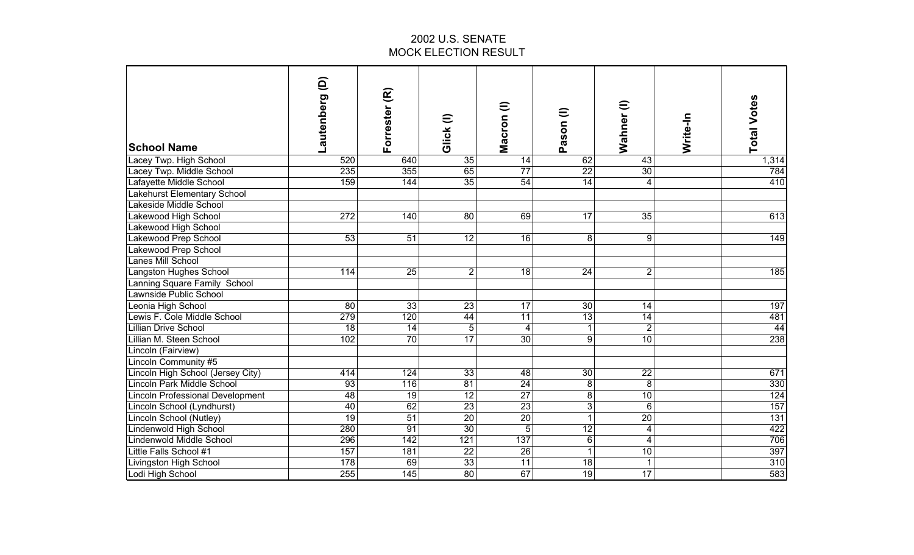# 2002 U.S. SENATE
## MOCK ELECTION RESULT

| School Name | Lautenberg (D) | Forrester (R) | Glick (I) | Macron (I) | Pason (I) | Wahner (I) | Write-In | Total Votes |
|---|---|---|---|---|---|---|---|---|
| Lacey Twp. High School | 520 | 640 | 35 | 14 | 62 | 43 | | 1,314 |
| Lacey Twp. Middle School | 235 | 355 | 65 | 77 | 22 | 30 | | 784 |
| Lafayette Middle School | 159 | 144 | 35 | 54 | 14 | 4 | | 410 |
| Lakehurst Elementary School | | | | | | | | |
| Lakeside Middle School | | | | | | | | |
| Lakewood High School | 272 | 140 | 80 | 69 | 17 | 35 | | 613 |
| Lakewood High School | | | | | | | | |
| Lakewood Prep School | 53 | 51 | 12 | 16 | 8 | 9 | | 149 |
| Lakewood Prep School | | | | | | | | |
| Lanes Mill School | | | | | | | | |
| Langston Hughes School | 114 | 25 | 2 | 18 | 24 | 2 | | 185 |
| Lanning Square Family School | | | | | | | | |
| Lawnside Public School | | | | | | | | |
| Leonia High School | 80 | 33 | 23 | 17 | 30 | 14 | | 197 |
| Lewis F. Cole Middle School | 279 | 120 | 44 | 11 | 13 | 14 | | 481 |
| Lillian Drive School | 18 | 14 | 5 | 4 | 1 | 2 | | 44 |
| Lillian M. Steen School | 102 | 70 | 17 | 30 | 9 | 10 | | 238 |
| Lincoln (Fairview) | | | | | | | | |
| Lincoln Community #5 | | | | | | | | |
| Lincoln High School (Jersey City) | 414 | 124 | 33 | 48 | 30 | 22 | | 671 |
| Lincoln Park Middle School | 93 | 116 | 81 | 24 | 8 | 8 | | 330 |
| Lincoln Professional Development | 48 | 19 | 12 | 27 | 8 | 10 | | 124 |
| Lincoln School (Lyndhurst) | 40 | 62 | 23 | 23 | 3 | 6 | | 157 |
| Lincoln School (Nutley) | 19 | 51 | 20 | 20 | 1 | 20 | | 131 |
| Lindenwold High School | 280 | 91 | 30 | 5 | 12 | 4 | | 422 |
| Lindenwold Middle School | 296 | 142 | 121 | 137 | 6 | 4 | | 706 |
| Little Falls School #1 | 157 | 181 | 22 | 26 | 1 | 10 | | 397 |
| Livingston High School | 178 | 69 | 33 | 11 | 18 | 1 | | 310 |
| Lodi High School | 255 | 145 | 80 | 67 | 19 | 17 | | 583 |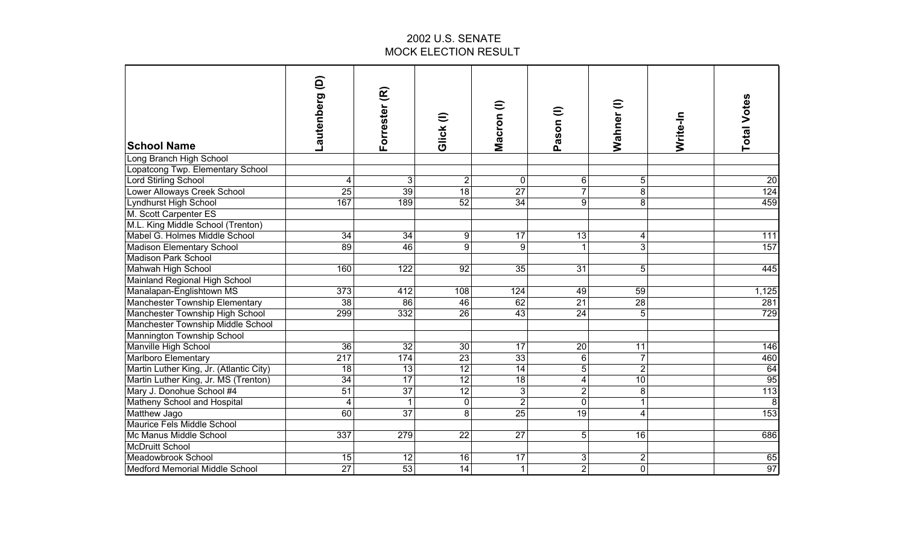# 2002 U.S. SENATE
## MOCK ELECTION RESULT

| School Name | Lautenberg (D) | Forrester (R) | Glick (I) | Macron (I) | Pason (I) | Wahner (I) | Write-In | Total Votes |
|---|---|---|---|---|---|---|---|---|
| Long Branch High School | | | | | | | | |
| Lopatcong Twp. Elementary School | | | | | | | | |
| Lord Stirling School | 4 | 3 | 2 | 0 | 6 | 5 | | 20 |
| Lower Alloways Creek School | 25 | 39 | 18 | 27 | 7 | 8 | | 124 |
| Lyndhurst High School | 167 | 189 | 52 | 34 | 9 | 8 | | 459 |
| M. Scott Carpenter ES | | | | | | | | |
| M.L. King Middle School (Trenton) | | | | | | | | |
| Mabel G. Holmes Middle School | 34 | 34 | 9 | 17 | 13 | 4 | | 111 |
| Madison Elementary School | 89 | 46 | 9 | 9 | 1 | 3 | | 157 |
| Madison Park School | | | | | | | | |
| Mahwah High School | 160 | 122 | 92 | 35 | 31 | 5 | | 445 |
| Mainland Regional High School | | | | | | | | |
| Manalapan-Englishtown MS | 373 | 412 | 108 | 124 | 49 | 59 | | 1,125 |
| Manchester Township Elementary | 38 | 86 | 46 | 62 | 21 | 28 | | 281 |
| Manchester Township High School | 299 | 332 | 26 | 43 | 24 | 5 | | 729 |
| Manchester Township Middle School | | | | | | | | |
| Mannington Township School | | | | | | | | |
| Manville High School | 36 | 32 | 30 | 17 | 20 | 11 | | 146 |
| Marlboro Elementary | 217 | 174 | 23 | 33 | 6 | 7 | | 460 |
| Martin Luther King, Jr. (Atlantic City) | 18 | 13 | 12 | 14 | 5 | 2 | | 64 |
| Martin Luther King, Jr. MS (Trenton) | 34 | 17 | 12 | 18 | 4 | 10 | | 95 |
| Mary J. Donohue School #4 | 51 | 37 | 12 | 3 | 2 | 8 | | 113 |
| Matheny School and Hospital | 4 | 1 | 0 | 2 | 0 | 1 | | 8 |
| Matthew Jago | 60 | 37 | 8 | 25 | 19 | 4 | | 153 |
| Maurice Fels Middle School | | | | | | | | |
| Mc Manus Middle School | 337 | 279 | 22 | 27 | 5 | 16 | | 686 |
| McDruitt School | | | | | | | | |
| Meadowbrook School | 15 | 12 | 16 | 17 | 3 | 2 | | 65 |
| Medford Memorial Middle School | 27 | 53 | 14 | 1 | 2 | 0 | | 97 |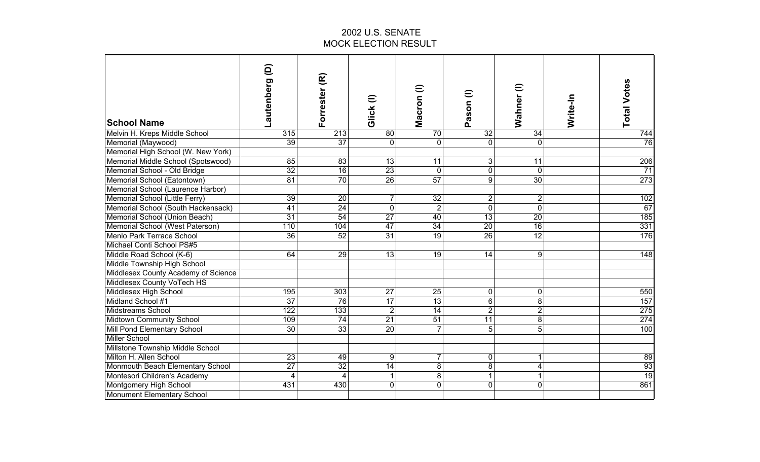# 2002 U.S. SENATE
# MOCK ELECTION RESULT

| School Name | Lautenberg (D) | Forrester (R) | Glick (I) | Macron (I) | Pason (I) | Wahner (I) | Write-In | Total Votes |
|---|---|---|---|---|---|---|---|---|
| Melvin H. Kreps Middle School | 315 | 213 | 80 | 70 | 32 | 34 | | 744 |
| Memorial (Maywood) | 39 | 37 | 0 | 0 | 0 | 0 | | 76 |
| Memorial High School (W. New York) | | | | | | | | |
| Memorial Middle School (Spotswood) | 85 | 83 | 13 | 11 | 3 | 11 | | 206 |
| Memorial School - Old Bridge | 32 | 16 | 23 | 0 | 0 | 0 | | 71 |
| Memorial School (Eatontown) | 81 | 70 | 26 | 57 | 9 | 30 | | 273 |
| Memorial School (Laurence Harbor) | | | | | | | | |
| Memorial School (Little Ferry) | 39 | 20 | 7 | 32 | 2 | 2 | | 102 |
| Memorial School (South Hackensack) | 41 | 24 | 0 | 2 | 0 | 0 | | 67 |
| Memorial School (Union Beach) | 31 | 54 | 27 | 40 | 13 | 20 | | 185 |
| Memorial School (West Paterson) | 110 | 104 | 47 | 34 | 20 | 16 | | 331 |
| Menlo Park Terrace School | 36 | 52 | 31 | 19 | 26 | 12 | | 176 |
| Michael Conti School PS#5 | | | | | | | | |
| Middle Road School (K-6) | 64 | 29 | 13 | 19 | 14 | 9 | | 148 |
| Middle Township High School | | | | | | | | |
| Middlesex County Academy of Science | | | | | | | | |
| Middlesex County VoTech HS | | | | | | | | |
| Middlesex High School | 195 | 303 | 27 | 25 | 0 | 0 | | 550 |
| Midland School #1 | 37 | 76 | 17 | 13 | 6 | 8 | | 157 |
| Midstreams School | 122 | 133 | 2 | 14 | 2 | 2 | | 275 |
| Midtown Community School | 109 | 74 | 21 | 51 | 11 | 8 | | 274 |
| Mill Pond Elementary School | 30 | 33 | 20 | 7 | 5 | 5 | | 100 |
| Miller School | | | | | | | | |
| Millstone Township Middle School | | | | | | | | |
| Milton H. Allen School | 23 | 49 | 9 | 7 | 0 | 1 | | 89 |
| Monmouth Beach Elementary School | 27 | 32 | 14 | 8 | 8 | 4 | | 93 |
| Montesori Children's Academy | 4 | 4 | 1 | 8 | 1 | 1 | | 19 |
| Montgomery High School | 431 | 430 | 0 | 0 | 0 | 0 | | 861 |
| Monument Elementary School | | | | | | | | |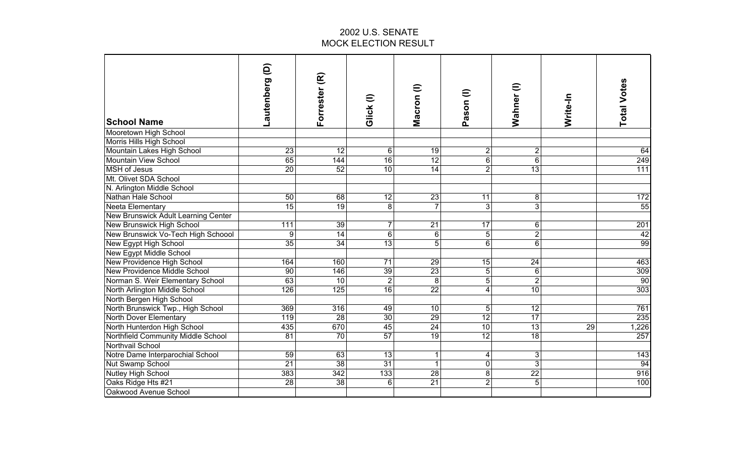# 2002 U.S. SENATE
## MOCK ELECTION RESULT

| School Name | Lautenberg (D) | Forrester (R) | Glick (I) | Macron (I) | Pason (I) | Wahner (I) | Write-In | Total Votes |
|---|---|---|---|---|---|---|---|---|
| Mooretown High School | | | | | | | | |
| Morris Hills High School | | | | | | | | |
| Mountain Lakes High School | 23 | 12 | 6 | 19 | 2 | 2 | | 64 |
| Mountain View School | 65 | 144 | 16 | 12 | 6 | 6 | | 249 |
| MSH of Jesus | 20 | 52 | 10 | 14 | 2 | 13 | | 111 |
| Mt. Olivet SDA School | | | | | | | | |
| N. Arlington Middle School | | | | | | | | |
| Nathan Hale School | 50 | 68 | 12 | 23 | 11 | 8 | | 172 |
| Neeta Elementary | 15 | 19 | 8 | 7 | 3 | 3 | | 55 |
| New Brunswick Adult Learning Center | | | | | | | | |
| New Brunswick High School | 111 | 39 | 7 | 21 | 17 | 6 | | 201 |
| New Brunswick Vo-Tech High Schoool | 9 | 14 | 6 | 6 | 5 | 2 | | 42 |
| New Egypt High School | 35 | 34 | 13 | 5 | 6 | 6 | | 99 |
| New Egypt Middle School | | | | | | | | |
| New Providence High School | 164 | 160 | 71 | 29 | 15 | 24 | | 463 |
| New Providence Middle School | 90 | 146 | 39 | 23 | 5 | 6 | | 309 |
| Norman S. Weir Elementary School | 63 | 10 | 2 | 8 | 5 | 2 | | 90 |
| North Arlington Middle School | 126 | 125 | 16 | 22 | 4 | 10 | | 303 |
| North Bergen High School | | | | | | | | |
| North Brunswick Twp., High School | 369 | 316 | 49 | 10 | 5 | 12 | | 761 |
| North Dover Elementary | 119 | 28 | 30 | 29 | 12 | 17 | | 235 |
| North Hunterdon High School | 435 | 670 | 45 | 24 | 10 | 13 | 29 | 1,226 |
| Northfield Community Middle School | 81 | 70 | 57 | 19 | 12 | 18 | | 257 |
| Northvail School | | | | | | | | |
| Notre Dame Interparochial School | 59 | 63 | 13 | 1 | 4 | 3 | | 143 |
| Nut Swamp School | 21 | 38 | 31 | 1 | 0 | 3 | | 94 |
| Nutley High School | 383 | 342 | 133 | 28 | 8 | 22 | | 916 |
| Oaks Ridge Hts #21 | 28 | 38 | 6 | 21 | 2 | 5 | | 100 |
| Oakwood Avenue School | | | | | | | | |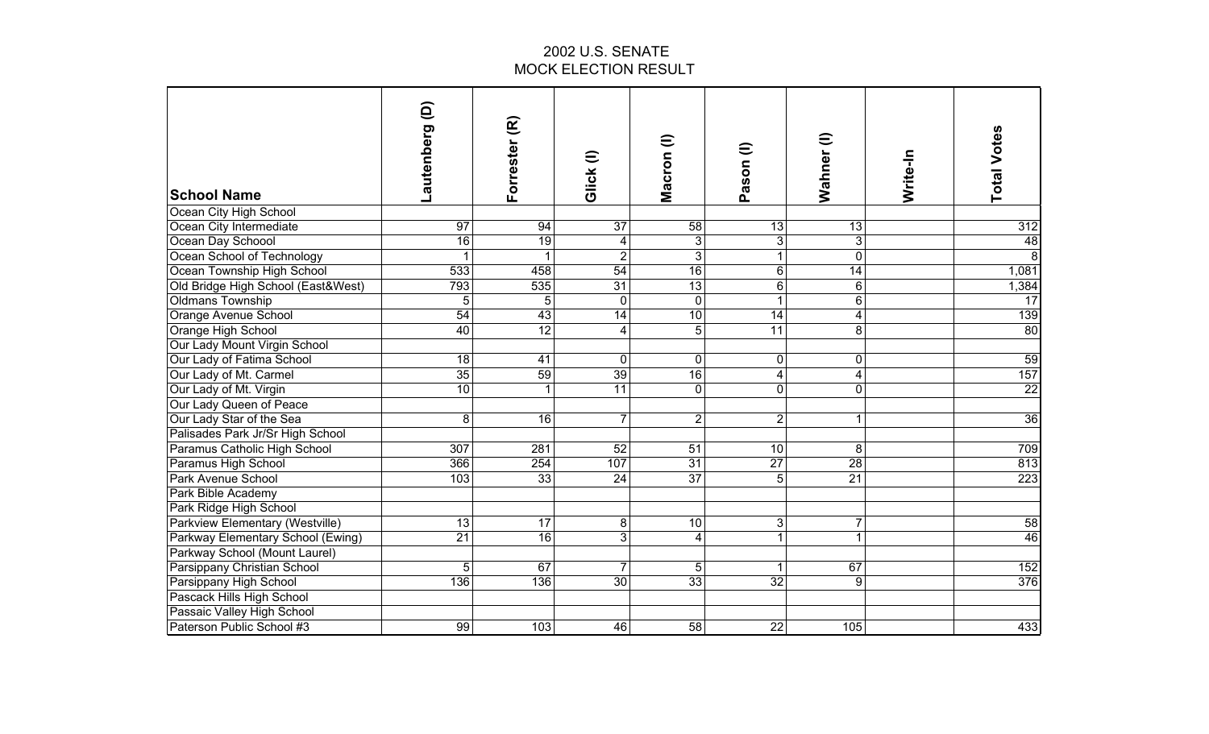## 2002 U.S. SENATE
## MOCK ELECTION RESULT

| School Name | Lautenberg (D) | Forrester (R) | Glick (I) | Macron (I) | Pason (I) | Wahner (I) | Write-In | Total Votes |
|---|---|---|---|---|---|---|---|---|
| Ocean City High School | | | | | | | | |
| Ocean City Intermediate | 97 | 94 | 37 | 58 | 13 | 13 | | 312 |
| Ocean Day Schoool | 16 | 19 | 4 | 3 | 3 | 3 | | 48 |
| Ocean School of Technology | 1 | 1 | 2 | 3 | 1 | 0 | | 8 |
| Ocean Township High School | 533 | 458 | 54 | 16 | 6 | 14 | | 1,081 |
| Old Bridge High School (East&West) | 793 | 535 | 31 | 13 | 6 | 6 | | 1,384 |
| Oldmans Township | 5 | 5 | 0 | 0 | 1 | 6 | | 17 |
| Orange Avenue School | 54 | 43 | 14 | 10 | 14 | 4 | | 139 |
| Orange High School | 40 | 12 | 4 | 5 | 11 | 8 | | 80 |
| Our Lady Mount Virgin School | | | | | | | | |
| Our Lady of Fatima School | 18 | 41 | 0 | 0 | 0 | 0 | | 59 |
| Our Lady of Mt. Carmel | 35 | 59 | 39 | 16 | 4 | 4 | | 157 |
| Our Lady of Mt. Virgin | 10 | 1 | 11 | 0 | 0 | 0 | | 22 |
| Our Lady Queen of Peace | | | | | | | | |
| Our Lady Star of the Sea | 8 | 16 | 7 | 2 | 2 | 1 | | 36 |
| Palisades Park Jr/Sr High School | | | | | | | | |
| Paramus Catholic High School | 307 | 281 | 52 | 51 | 10 | 8 | | 709 |
| Paramus High School | 366 | 254 | 107 | 31 | 27 | 28 | | 813 |
| Park Avenue School | 103 | 33 | 24 | 37 | 5 | 21 | | 223 |
| Park Bible Academy | | | | | | | | |
| Park Ridge High School | | | | | | | | |
| Parkview Elementary (Westville) | 13 | 17 | 8 | 10 | 3 | 7 | | 58 |
| Parkway Elementary School (Ewing) | 21 | 16 | 3 | 4 | 1 | 1 | | 46 |
| Parkway School (Mount Laurel) | | | | | | | | |
| Parsippany Christian School | 5 | 67 | 7 | 5 | 1 | 67 | | 152 |
| Parsippany High School | 136 | 136 | 30 | 33 | 32 | 9 | | 376 |
| Pascack Hills High School | | | | | | | | |
| Passaic Valley High School | | | | | | | | |
| Paterson Public School #3 | 99 | 103 | 46 | 58 | 22 | 105 | | 433 |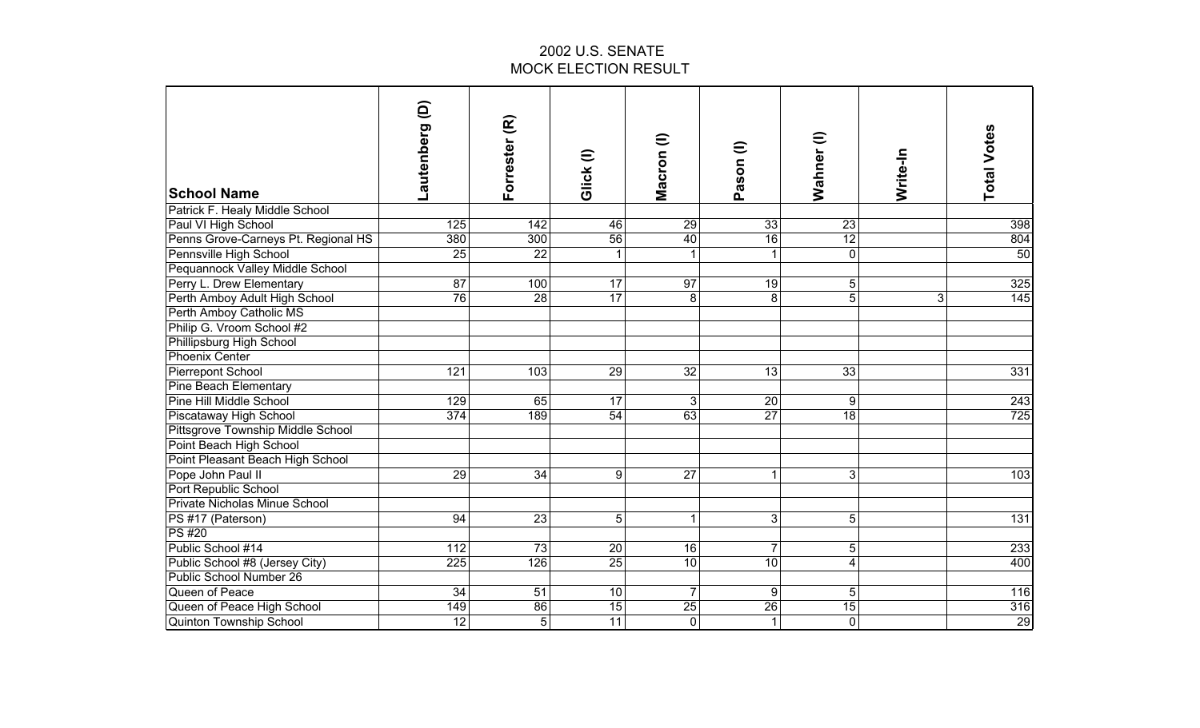# 2002 U.S. SENATE
## MOCK ELECTION RESULT

| School Name | Lautenberg (D) | Forrester (R) | Glick (I) | Macron (I) | Pason (I) | Wahner (I) | Write-In | Total Votes |
|---|---|---|---|---|---|---|---|---|
| Patrick F. Healy Middle School | | | | | | | | |
| Paul VI High School | 125 | 142 | 46 | 29 | 33 | 23 | | 398 |
| Penns Grove-Carneys Pt. Regional HS | 380 | 300 | 56 | 40 | 16 | 12 | | 804 |
| Pennsville High School | 25 | 22 | 1 | 1 | 1 | 0 | | 50 |
| Pequannock Valley Middle School | | | | | | | | |
| Perry L. Drew Elementary | 87 | 100 | 17 | 97 | 19 | 5 | | 325 |
| Perth Amboy Adult High School | 76 | 28 | 17 | 8 | 8 | 5 | 3 | 145 |
| Perth Amboy Catholic MS | | | | | | | | |
| Philip G. Vroom School #2 | | | | | | | | |
| Phillipsburg High School | | | | | | | | |
| Phoenix Center | | | | | | | | |
| Pierrepont School | 121 | 103 | 29 | 32 | 13 | 33 | | 331 |
| Pine Beach Elementary | | | | | | | | |
| Pine Hill Middle School | 129 | 65 | 17 | 3 | 20 | 9 | | 243 |
| Piscataway High School | 374 | 189 | 54 | 63 | 27 | 18 | | 725 |
| Pittsgrove Township Middle School | | | | | | | | |
| Point Beach High School | | | | | | | | |
| Point Pleasant Beach High School | | | | | | | | |
| Pope John Paul II | 29 | 34 | 9 | 27 | 1 | 3 | | 103 |
| Port Republic School | | | | | | | | |
| Private Nicholas Minue School | | | | | | | | |
| PS #17 (Paterson) | 94 | 23 | 5 | 1 | 3 | 5 | | 131 |
| PS #20 | | | | | | | | |
| Public School #14 | 112 | 73 | 20 | 16 | 7 | 5 | | 233 |
| Public School #8 (Jersey City) | 225 | 126 | 25 | 10 | 10 | 4 | | 400 |
| Public School Number 26 | | | | | | | | |
| Queen of Peace | 34 | 51 | 10 | 7 | 9 | 5 | | 116 |
| Queen of Peace High School | 149 | 86 | 15 | 25 | 26 | 15 | | 316 |
| Quinton Township School | 12 | 5 | 11 | 0 | 1 | 0 | | 29 |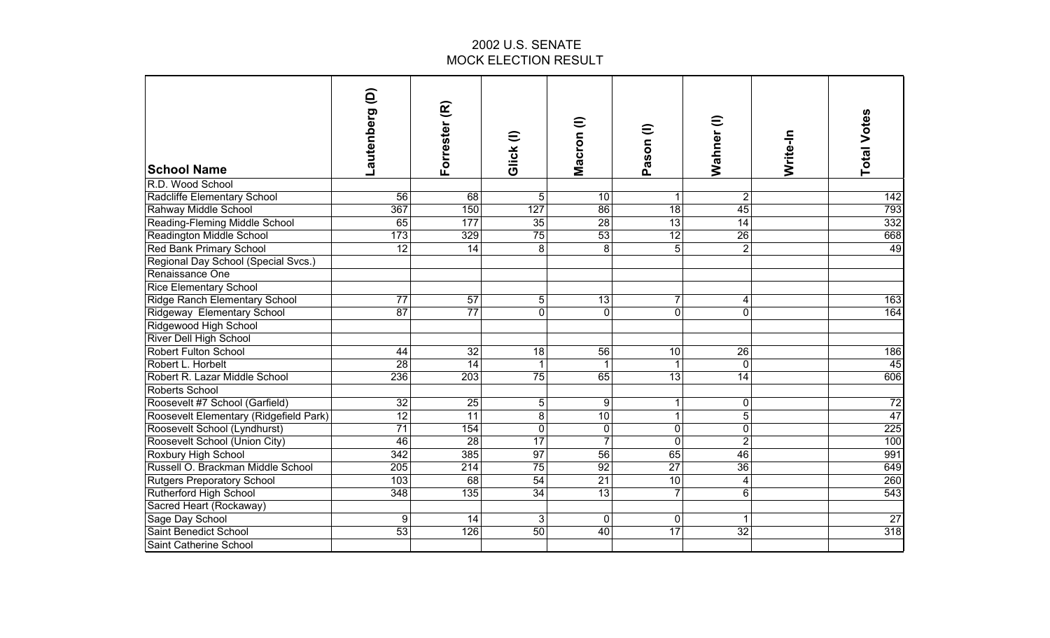# 2002 U.S. SENATE
## MOCK ELECTION RESULT

| School Name | Lautenberg (D) | Forrester (R) | Glick (I) | Macron (I) | Pason (I) | Wahner (I) | Write-In | Total Votes |
|---|---|---|---|---|---|---|---|---|
| R.D. Wood School | | | | | | | | |
| Radcliffe Elementary School | 56 | 68 | 5 | 10 | 1 | 2 | | 142 |
| Rahway Middle School | 367 | 150 | 127 | 86 | 18 | 45 | | 793 |
| Reading-Fleming Middle School | 65 | 177 | 35 | 28 | 13 | 14 | | 332 |
| Readington Middle School | 173 | 329 | 75 | 53 | 12 | 26 | | 668 |
| Red Bank Primary School | 12 | 14 | 8 | 8 | 5 | 2 | | 49 |
| Regional Day School (Special Svcs.) | | | | | | | | |
| Renaissance One | | | | | | | | |
| Rice Elementary School | | | | | | | | |
| Ridge Ranch Elementary School | 77 | 57 | 5 | 13 | 7 | 4 | | 163 |
| Ridgeway Elementary School | 87 | 77 | 0 | 0 | 0 | 0 | | 164 |
| Ridgewood High School | | | | | | | | |
| River Dell High School | | | | | | | | |
| Robert Fulton School | 44 | 32 | 18 | 56 | 10 | 26 | | 186 |
| Robert L. Horbelt | 28 | 14 | 1 | 1 | 1 | 0 | | 45 |
| Robert R. Lazar Middle School | 236 | 203 | 75 | 65 | 13 | 14 | | 606 |
| Roberts School | | | | | | | | |
| Roosevelt #7 School (Garfield) | 32 | 25 | 5 | 9 | 1 | 0 | | 72 |
| Roosevelt Elementary (Ridgefield Park) | 12 | 11 | 8 | 10 | 1 | 5 | | 47 |
| Roosevelt School (Lyndhurst) | 71 | 154 | 0 | 0 | 0 | 0 | | 225 |
| Roosevelt School (Union City) | 46 | 28 | 17 | 7 | 0 | 2 | | 100 |
| Roxbury High School | 342 | 385 | 97 | 56 | 65 | 46 | | 991 |
| Russell O. Brackman Middle School | 205 | 214 | 75 | 92 | 27 | 36 | | 649 |
| Rutgers Preporatory School | 103 | 68 | 54 | 21 | 10 | 4 | | 260 |
| Rutherford High School | 348 | 135 | 34 | 13 | 7 | 6 | | 543 |
| Sacred Heart (Rockaway) | | | | | | | | |
| Sage Day School | 9 | 14 | 3 | 0 | 0 | 1 | | 27 |
| Saint Benedict School | 53 | 126 | 50 | 40 | 17 | 32 | | 318 |
| Saint Catherine School | | | | | | | | |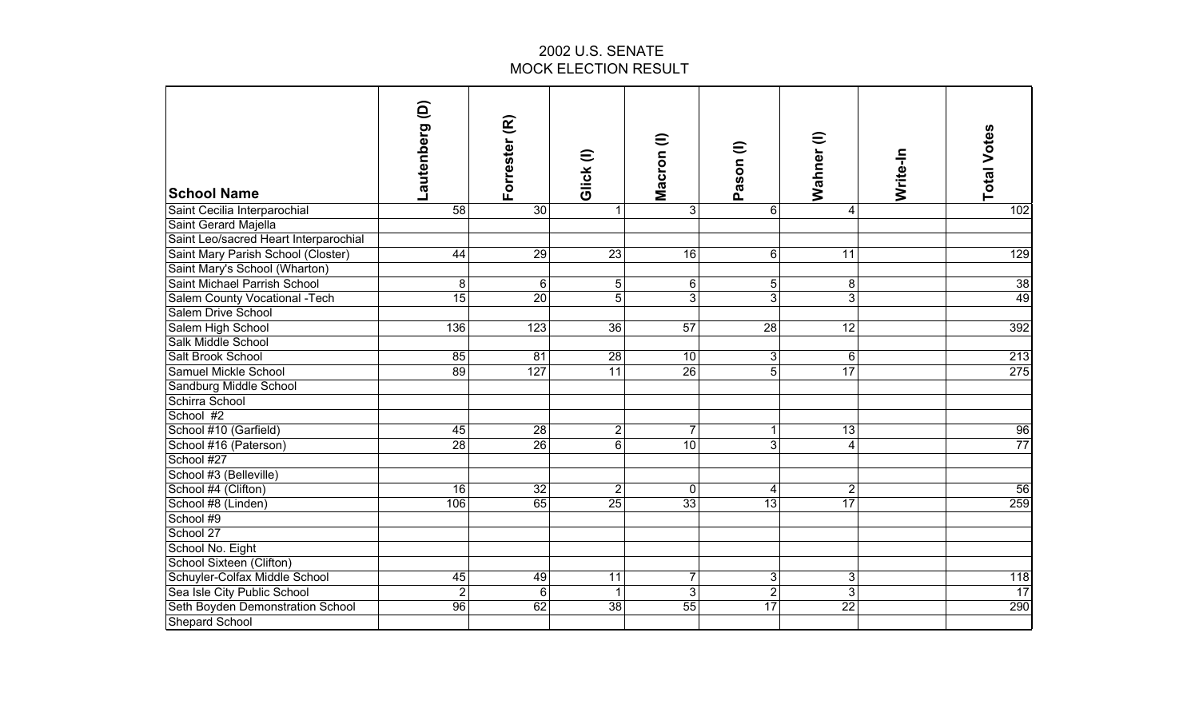# 2002 U.S. SENATE
# MOCK ELECTION RESULT

| School Name | Lautenberg (D) | Forrester (R) | Glick (I) | Macron (I) | Pason (I) | Wahner (I) | Write-In | Total Votes |
|---|---|---|---|---|---|---|---|---|
| Saint Cecilia Interparochial | 58 | 30 | 1 | 3 | 6 | 4 | | 102 |
| Saint Gerard Majella | | | | | | | | |
| Saint Leo/sacred Heart Interparochial | | | | | | | | |
| Saint Mary Parish School (Closter) | 44 | 29 | 23 | 16 | 6 | 11 | | 129 |
| Saint Mary's School (Wharton) | | | | | | | | |
| Saint Michael Parrish School | 8 | 6 | 5 | 6 | 5 | 8 | | 38 |
| Salem County Vocational -Tech | 15 | 20 | 5 | 3 | 3 | 3 | | 49 |
| Salem Drive School | | | | | | | | |
| Salem High School | 136 | 123 | 36 | 57 | 28 | 12 | | 392 |
| Salk Middle School | | | | | | | | |
| Salt Brook School | 85 | 81 | 28 | 10 | 3 | 6 | | 213 |
| Samuel Mickle School | 89 | 127 | 11 | 26 | 5 | 17 | | 275 |
| Sandburg Middle School | | | | | | | | |
| Schirra School | | | | | | | | |
| School #2 | | | | | | | | |
| School #10 (Garfield) | 45 | 28 | 2 | 7 | 1 | 13 | | 96 |
| School #16 (Paterson) | 28 | 26 | 6 | 10 | 3 | 4 | | 77 |
| School #27 | | | | | | | | |
| School #3 (Belleville) | | | | | | | | |
| School #4 (Clifton) | 16 | 32 | 2 | 0 | 4 | 2 | | 56 |
| School #8 (Linden) | 106 | 65 | 25 | 33 | 13 | 17 | | 259 |
| School #9 | | | | | | | | |
| School 27 | | | | | | | | |
| School No. Eight | | | | | | | | |
| School Sixteen (Clifton) | | | | | | | | |
| Schuyler-Colfax Middle School | 45 | 49 | 11 | 7 | 3 | 3 | | 118 |
| Sea Isle City Public School | 2 | 6 | 1 | 3 | 2 | 3 | | 17 |
| Seth Boyden Demonstration School | 96 | 62 | 38 | 55 | 17 | 22 | | 290 |
| Shepard School | | | | | | | | |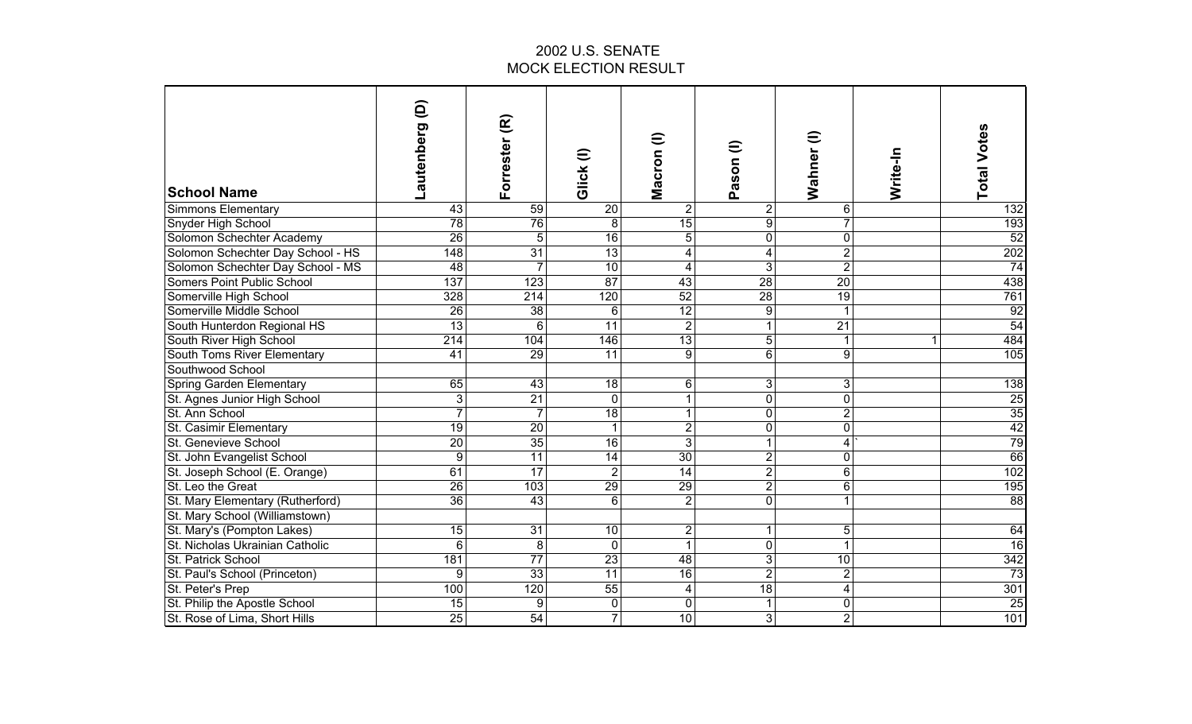## 2002 U.S. SENATE
## MOCK ELECTION RESULT

| School Name | Lautenberg (D) | Forrester (R) | Glick (I) | Macron (I) | Pason (I) | Wahner (I) | Write-In | Total Votes |
|---|---|---|---|---|---|---|---|---|
| Simmons Elementary | 43 | 59 | 20 | 2 | 2 | 6 | | 132 |
| Snyder High School | 78 | 76 | 8 | 15 | 9 | 7 | | 193 |
| Solomon Schechter Academy | 26 | 5 | 16 | 5 | 0 | 0 | | 52 |
| Solomon Schechter Day School - HS | 148 | 31 | 13 | 4 | 4 | 2 | | 202 |
| Solomon Schechter Day School - MS | 48 | 7 | 10 | 4 | 3 | 2 | | 74 |
| Somers Point Public School | 137 | 123 | 87 | 43 | 28 | 20 | | 438 |
| Somerville High School | 328 | 214 | 120 | 52 | 28 | 19 | | 761 |
| Somerville Middle School | 26 | 38 | 6 | 12 | 9 | 1 | | 92 |
| South Hunterdon Regional HS | 13 | 6 | 11 | 2 | 1 | 21 | | 54 |
| South River High School | 214 | 104 | 146 | 13 | 5 | 1 | 1 | 484 |
| South Toms River Elementary | 41 | 29 | 11 | 9 | 6 | 9 | | 105 |
| Southwood School | | | | | | | | |
| Spring Garden Elementary | 65 | 43 | 18 | 6 | 3 | 3 | | 138 |
| St. Agnes Junior High School | 3 | 21 | 0 | 1 | 0 | 0 | | 25 |
| St. Ann School | 7 | 7 | 18 | 1 | 0 | 2 | | 35 |
| St. Casimir Elementary | 19 | 20 | 1 | 2 | 0 | 0 | | 42 |
| St. Genevieve School | 20 | 35 | 16 | 3 | 1 | 4 | ` | 79 |
| St. John Evangelist School | 9 | 11 | 14 | 30 | 2 | 0 | | 66 |
| St. Joseph School (E. Orange) | 61 | 17 | 2 | 14 | 2 | 6 | | 102 |
| St. Leo the Great | 26 | 103 | 29 | 29 | 2 | 6 | | 195 |
| St. Mary Elementary (Rutherford) | 36 | 43 | 6 | 2 | 0 | 1 | | 88 |
| St. Mary School (Williamstown) | | | | | | | | |
| St. Mary's (Pompton Lakes) | 15 | 31 | 10 | 2 | 1 | 5 | | 64 |
| St. Nicholas Ukrainian Catholic | 6 | 8 | 0 | 1 | 0 | 1 | | 16 |
| St. Patrick School | 181 | 77 | 23 | 48 | 3 | 10 | | 342 |
| St. Paul's School (Princeton) | 9 | 33 | 11 | 16 | 2 | 2 | | 73 |
| St. Peter's Prep | 100 | 120 | 55 | 4 | 18 | 4 | | 301 |
| St. Philip the Apostle School | 15 | 9 | 0 | 0 | 1 | 0 | | 25 |
| St. Rose of Lima, Short Hills | 25 | 54 | 7 | 10 | 3 | 2 | | 101 |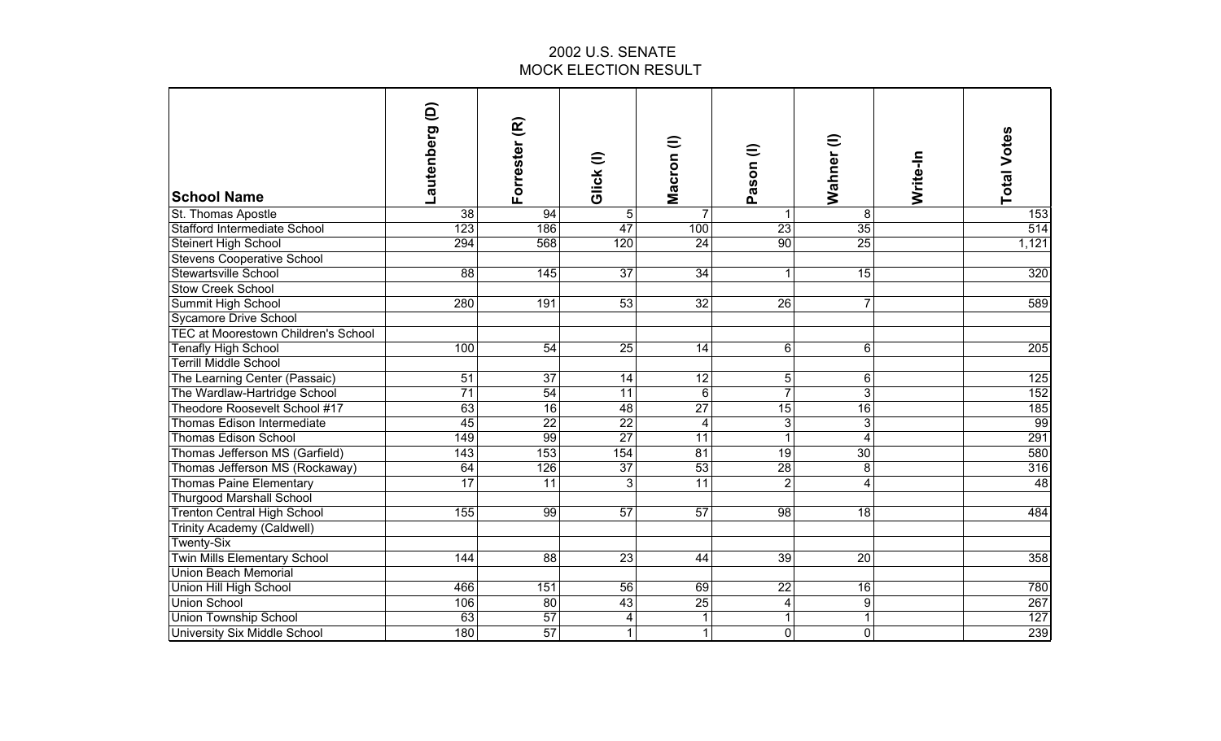## 2002 U.S. SENATE
## MOCK ELECTION RESULT

| School Name | Lautenberg (D) | Forrester (R) | Glick (I) | Macron (I) | Pason (I) | Wahner (I) | Write-In | Total Votes |
|---|---|---|---|---|---|---|---|---|
| St. Thomas Apostle | 38 | 94 | 5 | 7 | 1 | 8 | | 153 |
| Stafford Intermediate School | 123 | 186 | 47 | 100 | 23 | 35 | | 514 |
| Steinert High School | 294 | 568 | 120 | 24 | 90 | 25 | | 1,121 |
| Stevens Cooperative School | | | | | | | | |
| Stewartsville School | 88 | 145 | 37 | 34 | 1 | 15 | | 320 |
| Stow Creek School | | | | | | | | |
| Summit High School | 280 | 191 | 53 | 32 | 26 | 7 | | 589 |
| Sycamore Drive School | | | | | | | | |
| TEC at Moorestown Children's School | | | | | | | | |
| Tenafly High School | 100 | 54 | 25 | 14 | 6 | 6 | | 205 |
| Terrill Middle School | | | | | | | | |
| The Learning Center (Passaic) | 51 | 37 | 14 | 12 | 5 | 6 | | 125 |
| The Wardlaw-Hartridge School | 71 | 54 | 11 | 6 | 7 | 3 | | 152 |
| Theodore Roosevelt School #17 | 63 | 16 | 48 | 27 | 15 | 16 | | 185 |
| Thomas Edison Intermediate | 45 | 22 | 22 | 4 | 3 | 3 | | 99 |
| Thomas Edison School | 149 | 99 | 27 | 11 | 1 | 4 | | 291 |
| Thomas Jefferson MS (Garfield) | 143 | 153 | 154 | 81 | 19 | 30 | | 580 |
| Thomas Jefferson MS (Rockaway) | 64 | 126 | 37 | 53 | 28 | 8 | | 316 |
| Thomas Paine Elementary | 17 | 11 | 3 | 11 | 2 | 4 | | 48 |
| Thurgood Marshall School | | | | | | | | |
| Trenton Central High School | 155 | 99 | 57 | 57 | 98 | 18 | | 484 |
| Trinity Academy (Caldwell) | | | | | | | | |
| Twenty-Six | | | | | | | | |
| Twin Mills Elementary School | 144 | 88 | 23 | 44 | 39 | 20 | | 358 |
| Union Beach Memorial | | | | | | | | |
| Union Hill High School | 466 | 151 | 56 | 69 | 22 | 16 | | 780 |
| Union School | 106 | 80 | 43 | 25 | 4 | 9 | | 267 |
| Union Township School | 63 | 57 | 4 | 1 | 1 | 1 | | 127 |
| University Six Middle School | 180 | 57 | 1 | 1 | 0 | 0 | | 239 |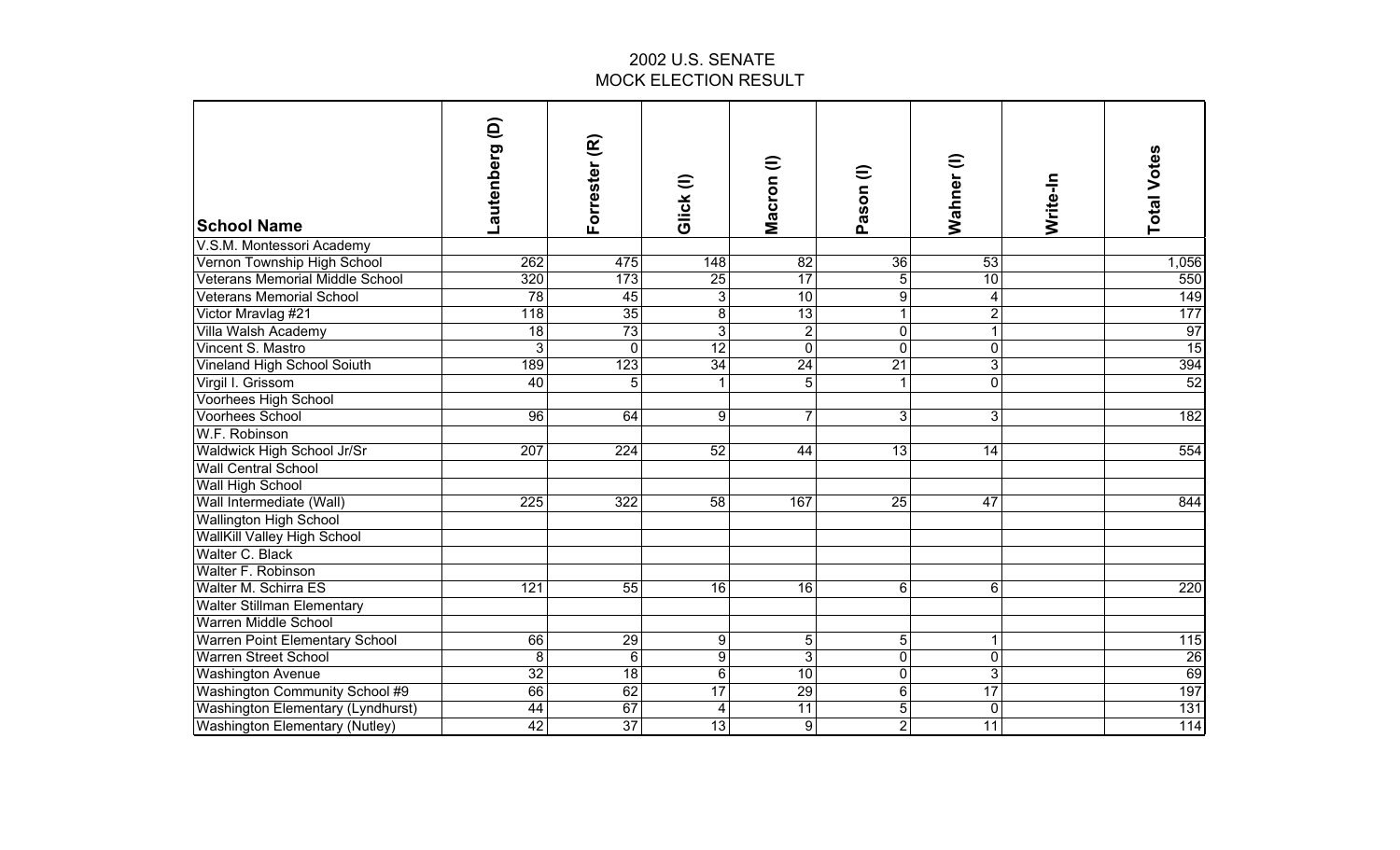# 2002 U.S. SENATE
## MOCK ELECTION RESULT

| School Name | Lautenberg (D) | Forrester (R) | Glick (I) | Macron (I) | Pason (I) | Wahner (I) | Write-In | Total Votes |
|---|---|---|---|---|---|---|---|---|
| V.S.M. Montessori Academy | | | | | | | | |
| Vernon Township High School | 262 | 475 | 148 | 82 | 36 | 53 | | 1,056 |
| Veterans Memorial Middle School | 320 | 173 | 25 | 17 | 5 | 10 | | 550 |
| Veterans Memorial School | 78 | 45 | 3 | 10 | 9 | 4 | | 149 |
| Victor Mravlag #21 | 118 | 35 | 8 | 13 | 1 | 2 | | 177 |
| Villa Walsh Academy | 18 | 73 | 3 | 2 | 0 | 1 | | 97 |
| Vincent S. Mastro | 3 | 0 | 12 | 0 | 0 | 0 | | 15 |
| Vineland High School Soiuth | 189 | 123 | 34 | 24 | 21 | 3 | | 394 |
| Virgil I. Grissom | 40 | 5 | 1 | 5 | 1 | 0 | | 52 |
| Voorhees High School | | | | | | | | |
| Voorhees School | 96 | 64 | 9 | 7 | 3 | 3 | | 182 |
| W.F. Robinson | | | | | | | | |
| Waldwick High School Jr/Sr | 207 | 224 | 52 | 44 | 13 | 14 | | 554 |
| Wall Central School | | | | | | | | |
| Wall High School | | | | | | | | |
| Wall Intermediate (Wall) | 225 | 322 | 58 | 167 | 25 | 47 | | 844 |
| Wallington High School | | | | | | | | |
| WallKill Valley High School | | | | | | | | |
| Walter C. Black | | | | | | | | |
| Walter F. Robinson | | | | | | | | |
| Walter M. Schirra ES | 121 | 55 | 16 | 16 | 6 | 6 | | 220 |
| Walter Stillman Elementary | | | | | | | | |
| Warren Middle School | | | | | | | | |
| Warren Point Elementary School | 66 | 29 | 9 | 5 | 5 | 1 | | 115 |
| Warren Street School | 8 | 6 | 9 | 3 | 0 | 0 | | 26 |
| Washington Avenue | 32 | 18 | 6 | 10 | 0 | 3 | | 69 |
| Washington Community School #9 | 66 | 62 | 17 | 29 | 6 | 17 | | 197 |
| Washington Elementary (Lyndhurst) | 44 | 67 | 4 | 11 | 5 | 0 | | 131 |
| Washington Elementary (Nutley) | 42 | 37 | 13 | 9 | 2 | 11 | | 114 |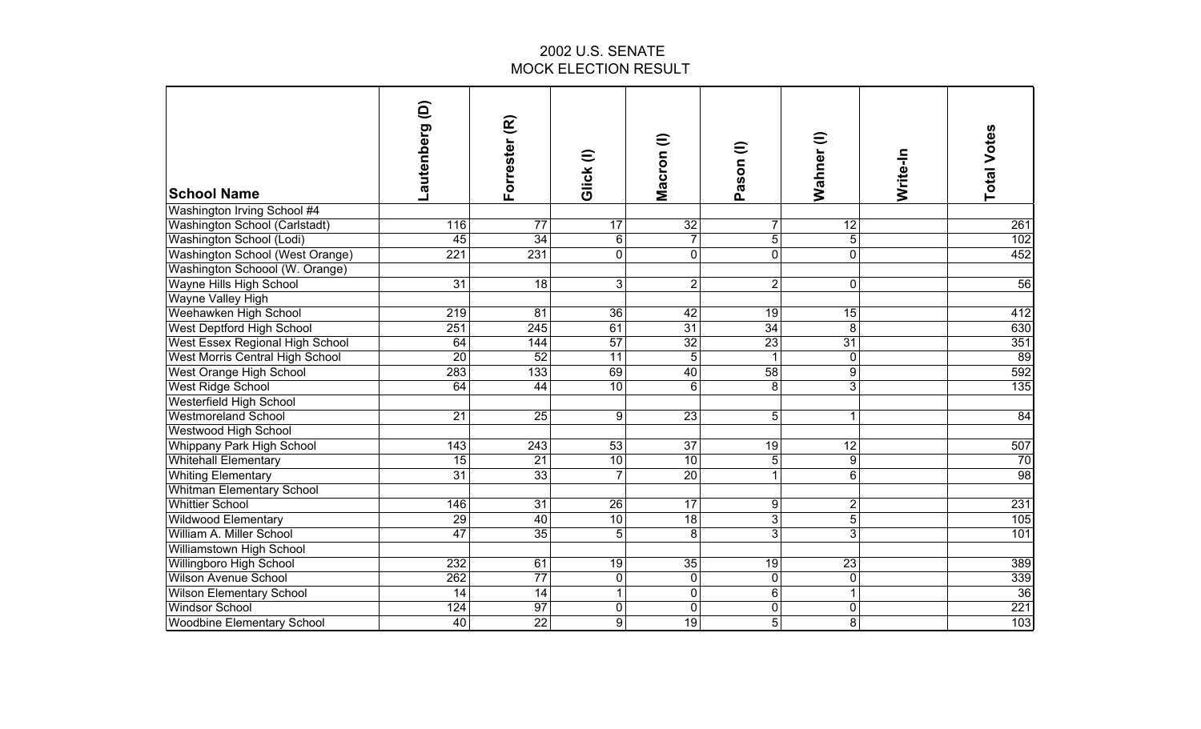## 2002 U.S. SENATE
## MOCK ELECTION RESULT

| School Name | Lautenberg (D) | Forrester (R) | Glick (I) | Macron (I) | Pason (I) | Wahner (I) | Write-In | Total Votes |
|---|---|---|---|---|---|---|---|---|
| Washington Irving School #4 | | | | | | | | |
| Washington School (Carlstadt) | 116 | 77 | 17 | 32 | 7 | 12 | | 261 |
| Washington School (Lodi) | 45 | 34 | 6 | 7 | 5 | 5 | | 102 |
| Washington School (West Orange) | 221 | 231 | 0 | 0 | 0 | 0 | | 452 |
| Washington Schoool (W. Orange) | | | | | | | | |
| Wayne Hills High School | 31 | 18 | 3 | 2 | 2 | 0 | | 56 |
| Wayne Valley High | | | | | | | | |
| Weehawken High School | 219 | 81 | 36 | 42 | 19 | 15 | | 412 |
| West Deptford High School | 251 | 245 | 61 | 31 | 34 | 8 | | 630 |
| West Essex Regional High School | 64 | 144 | 57 | 32 | 23 | 31 | | 351 |
| West Morris Central High School | 20 | 52 | 11 | 5 | 1 | 0 | | 89 |
| West Orange High School | 283 | 133 | 69 | 40 | 58 | 9 | | 592 |
| West Ridge School | 64 | 44 | 10 | 6 | 8 | 3 | | 135 |
| Westerfield High School | | | | | | | | |
| Westmoreland School | 21 | 25 | 9 | 23 | 5 | 1 | | 84 |
| Westwood High School | | | | | | | | |
| Whippany Park High School | 143 | 243 | 53 | 37 | 19 | 12 | | 507 |
| Whitehall Elementary | 15 | 21 | 10 | 10 | 5 | 9 | | 70 |
| Whiting Elementary | 31 | 33 | 7 | 20 | 1 | 6 | | 98 |
| Whitman Elementary School | | | | | | | | |
| Whittier School | 146 | 31 | 26 | 17 | 9 | 2 | | 231 |
| Wildwood Elementary | 29 | 40 | 10 | 18 | 3 | 5 | | 105 |
| William A. Miller School | 47 | 35 | 5 | 8 | 3 | 3 | | 101 |
| Williamstown High School | | | | | | | | |
| Willingboro High School | 232 | 61 | 19 | 35 | 19 | 23 | | 389 |
| Wilson Avenue School | 262 | 77 | 0 | 0 | 0 | 0 | | 339 |
| Wilson Elementary School | 14 | 14 | 1 | 0 | 6 | 1 | | 36 |
| Windsor School | 124 | 97 | 0 | 0 | 0 | 0 | | 221 |
| Woodbine Elementary School | 40 | 22 | 9 | 19 | 5 | 8 | | 103 |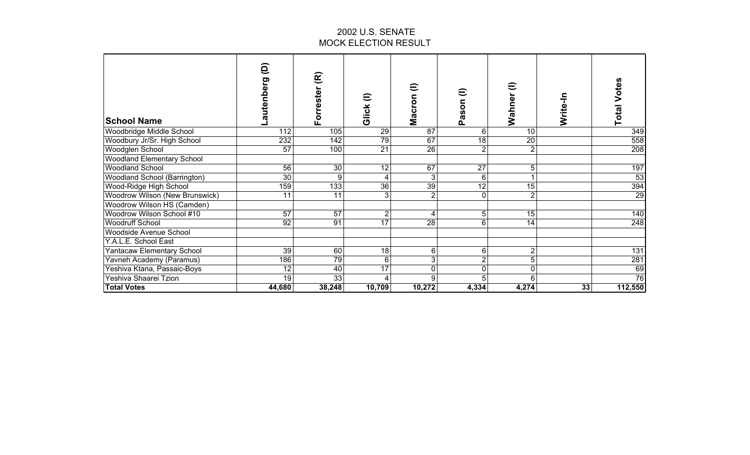# 2002 U.S. SENATE
# MOCK ELECTION RESULT

| School Name | Lautenberg (D) | Forrester (R) | Glick (I) | Macron (I) | Pason (I) | Wahner (I) | Write-In | Total Votes |
|---|---|---|---|---|---|---|---|---|
| Woodbridge Middle School | 112 | 105 | 29 | 87 | 6 | 10 | | 349 |
| Woodbury Jr/Sr. High School | 232 | 142 | 79 | 67 | 18 | 20 | | 558 |
| Woodglen School | 57 | 100 | 21 | 26 | 2 | 2 | | 208 |
| Woodland Elementary School | | | | | | | | |
| Woodland School | 56 | 30 | 12 | 67 | 27 | 5 | | 197 |
| Woodland School (Barrington) | 30 | 9 | 4 | 3 | 6 | 1 | | 53 |
| Wood-Ridge High School | 159 | 133 | 36 | 39 | 12 | 15 | | 394 |
| Woodrow Wilson (New Brunswick) | 11 | 11 | 3 | 2 | 0 | 2 | | 29 |
| Woodrow Wilson HS (Camden) | | | | | | | | |
| Woodrow Wilson School #10 | 57 | 57 | 2 | 4 | 5 | 15 | | 140 |
| Woodruff School | 92 | 91 | 17 | 28 | 6 | 14 | | 248 |
| Woodside Avenue School | | | | | | | | |
| Y.A.L.E. School East | | | | | | | | |
| Yantacaw Elementary School | 39 | 60 | 18 | 6 | 6 | 2 | | 131 |
| Yavneh Academy (Paramus) | 186 | 79 | 6 | 3 | 2 | 5 | | 281 |
| Yeshiva Ktana, Passaic-Boys | 12 | 40 | 17 | 0 | 0 | 0 | | 69 |
| Yeshiva Shaarei Tzion | 19 | 33 | 4 | 9 | 5 | 6 | | 76 |
| **Total Votes** | **44,680** | **38,248** | **10,709** | **10,272** | **4,334** | **4,274** | **33** | **112,550** |